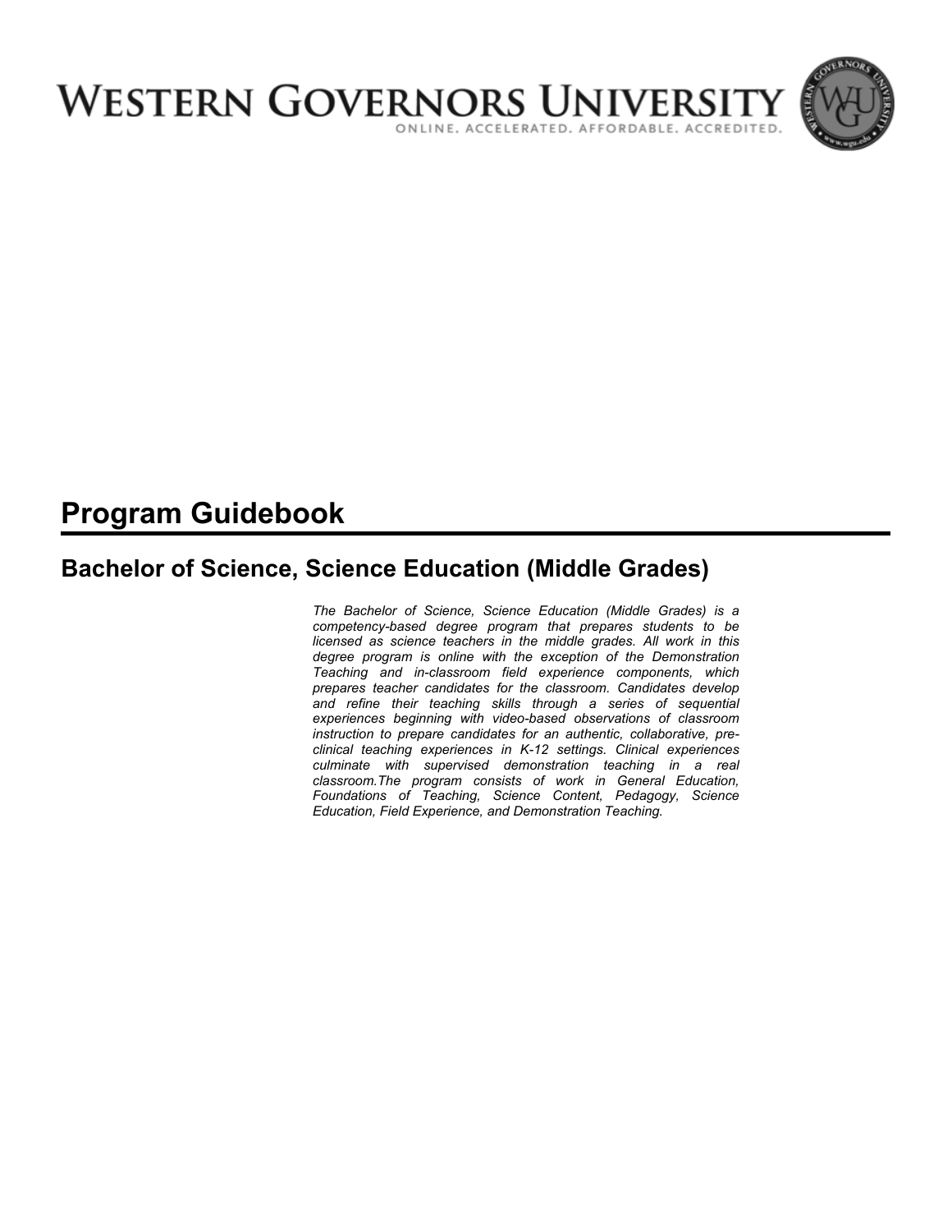# Western Governors University

ONLINE. ACCELERATED. AFFORDABLE. ACCREDITED.

## Program Guidebook

### Bachelor of Science, Science Education (Middle Grades)

*The Bachelor of Science, Science Education (Middle Grades) is a competency-based degree program that prepares students to be licensed as science teachers in the middle grades. All work in this degree program is online with the exception of the Demonstration Teaching and in-classroom field experience components, which prepares teacher candidates for the classroom. Candidates develop and refine their teaching skills through a series of sequential experiences beginning with video-based observations of classroom instruction to prepare candidates for an authentic, collaborative, pre-clinical teaching experiences in K-12 settings. Clinical experiences culminate with supervised demonstration teaching in a real classroom.The program consists of work in General Education, Foundations of Teaching, Science Content, Pedagogy, Science Education, Field Experience, and Demonstration Teaching.*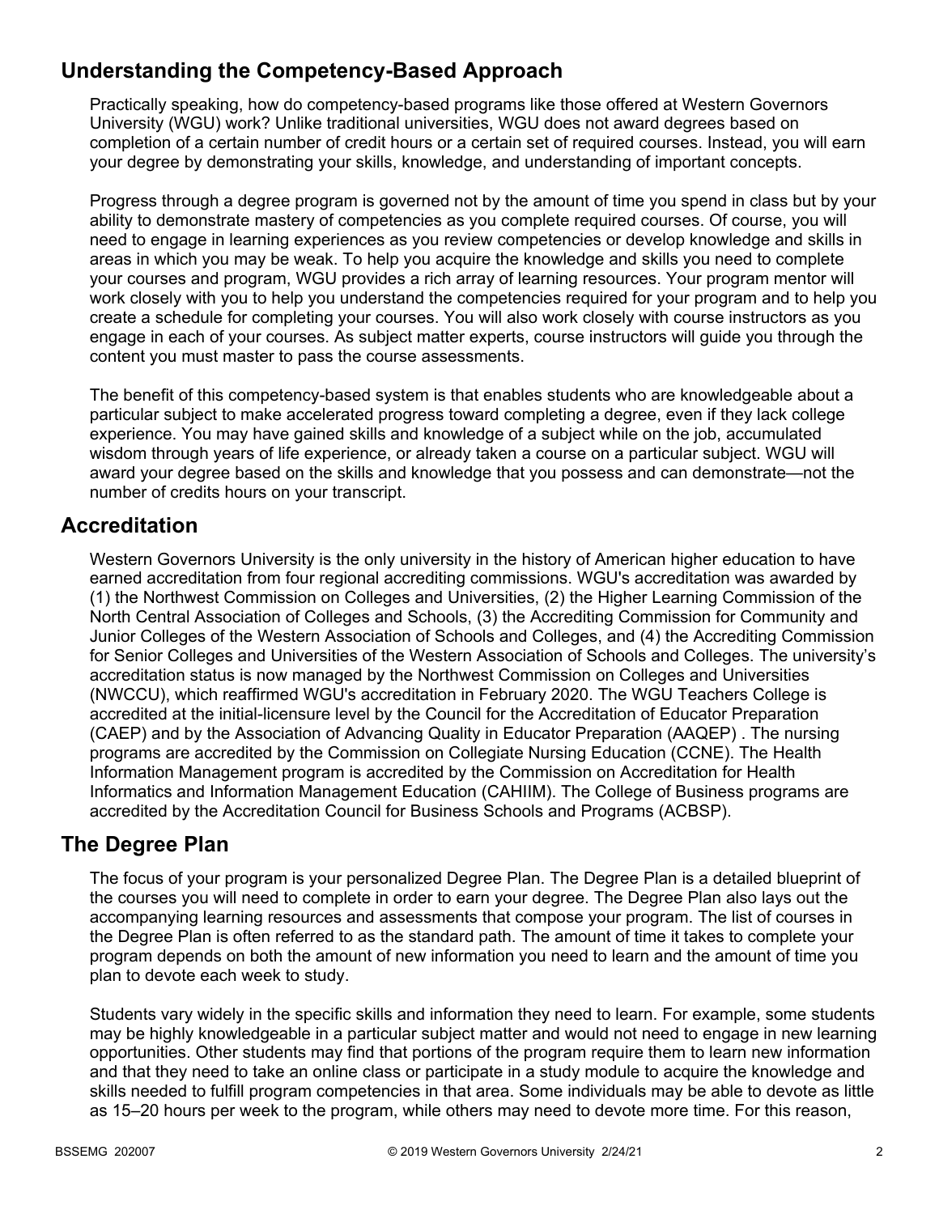## Understanding the Competency-Based Approach

Practically speaking, how do competency-based programs like those offered at Western Governors University (WGU) work? Unlike traditional universities, WGU does not award degrees based on completion of a certain number of credit hours or a certain set of required courses. Instead, you will earn your degree by demonstrating your skills, knowledge, and understanding of important concepts.

Progress through a degree program is governed not by the amount of time you spend in class but by your ability to demonstrate mastery of competencies as you complete required courses. Of course, you will need to engage in learning experiences as you review competencies or develop knowledge and skills in areas in which you may be weak. To help you acquire the knowledge and skills you need to complete your courses and program, WGU provides a rich array of learning resources. Your program mentor will work closely with you to help you understand the competencies required for your program and to help you create a schedule for completing your courses. You will also work closely with course instructors as you engage in each of your courses. As subject matter experts, course instructors will guide you through the content you must master to pass the course assessments.

The benefit of this competency-based system is that enables students who are knowledgeable about a particular subject to make accelerated progress toward completing a degree, even if they lack college experience. You may have gained skills and knowledge of a subject while on the job, accumulated wisdom through years of life experience, or already taken a course on a particular subject. WGU will award your degree based on the skills and knowledge that you possess and can demonstrate—not the number of credits hours on your transcript.

## Accreditation

Western Governors University is the only university in the history of American higher education to have earned accreditation from four regional accrediting commissions. WGU's accreditation was awarded by (1) the Northwest Commission on Colleges and Universities, (2) the Higher Learning Commission of the North Central Association of Colleges and Schools, (3) the Accrediting Commission for Community and Junior Colleges of the Western Association of Schools and Colleges, and (4) the Accrediting Commission for Senior Colleges and Universities of the Western Association of Schools and Colleges. The university's accreditation status is now managed by the Northwest Commission on Colleges and Universities (NWCCU), which reaffirmed WGU's accreditation in February 2020. The WGU Teachers College is accredited at the initial-licensure level by the Council for the Accreditation of Educator Preparation (CAEP) and by the Association of Advancing Quality in Educator Preparation (AAQEP) . The nursing programs are accredited by the Commission on Collegiate Nursing Education (CCNE). The Health Information Management program is accredited by the Commission on Accreditation for Health Informatics and Information Management Education (CAHIIM). The College of Business programs are accredited by the Accreditation Council for Business Schools and Programs (ACBSP).

## The Degree Plan

The focus of your program is your personalized Degree Plan. The Degree Plan is a detailed blueprint of the courses you will need to complete in order to earn your degree. The Degree Plan also lays out the accompanying learning resources and assessments that compose your program. The list of courses in the Degree Plan is often referred to as the standard path. The amount of time it takes to complete your program depends on both the amount of new information you need to learn and the amount of time you plan to devote each week to study.

Students vary widely in the specific skills and information they need to learn. For example, some students may be highly knowledgeable in a particular subject matter and would not need to engage in new learning opportunities. Other students may find that portions of the program require them to learn new information and that they need to take an online class or participate in a study module to acquire the knowledge and skills needed to fulfill program competencies in that area. Some individuals may be able to devote as little as 15–20 hours per week to the program, while others may need to devote more time. For this reason,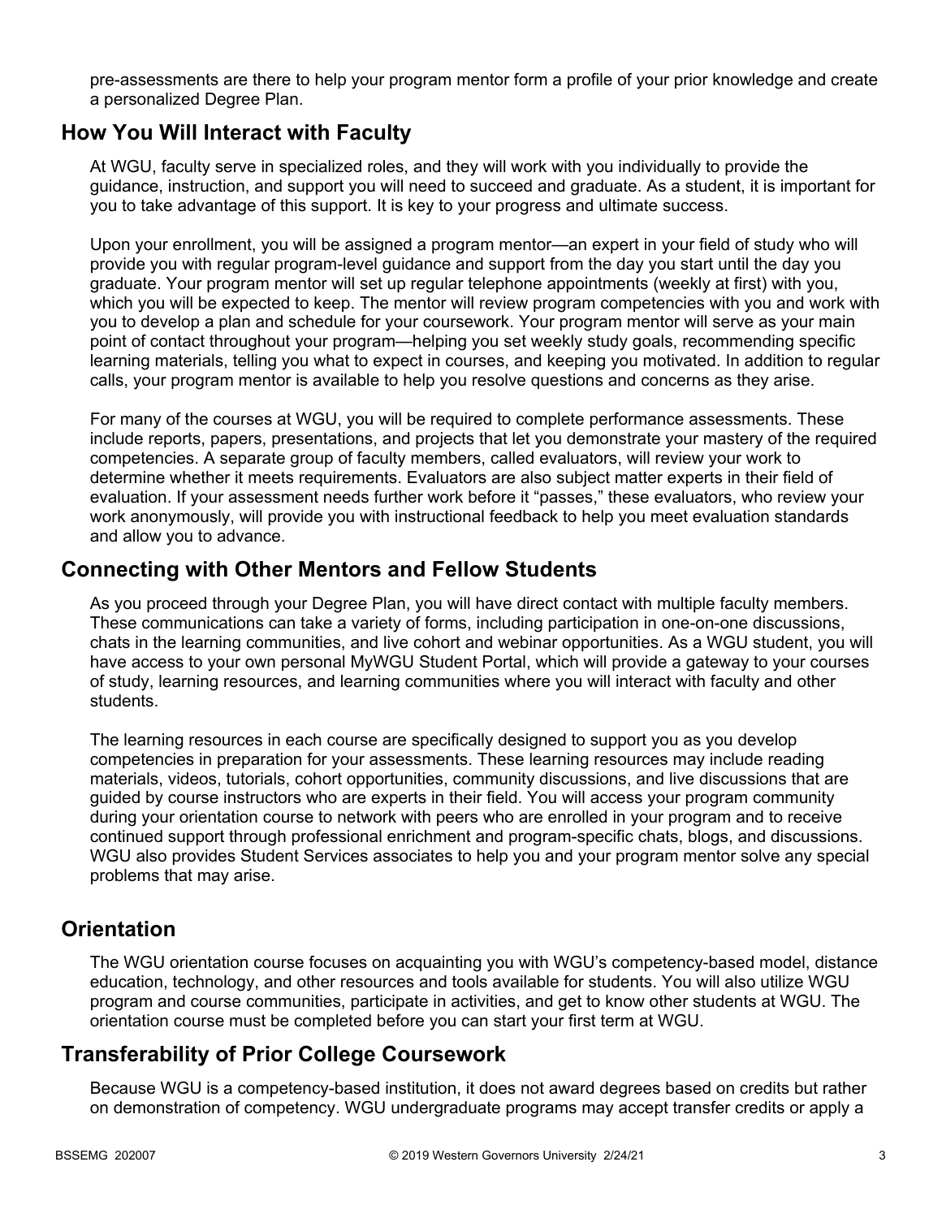pre-assessments are there to help your program mentor form a profile of your prior knowledge and create a personalized Degree Plan.

## How You Will Interact with Faculty

At WGU, faculty serve in specialized roles, and they will work with you individually to provide the guidance, instruction, and support you will need to succeed and graduate. As a student, it is important for you to take advantage of this support. It is key to your progress and ultimate success.

Upon your enrollment, you will be assigned a program mentor—an expert in your field of study who will provide you with regular program-level guidance and support from the day you start until the day you graduate. Your program mentor will set up regular telephone appointments (weekly at first) with you, which you will be expected to keep. The mentor will review program competencies with you and work with you to develop a plan and schedule for your coursework. Your program mentor will serve as your main point of contact throughout your program—helping you set weekly study goals, recommending specific learning materials, telling you what to expect in courses, and keeping you motivated. In addition to regular calls, your program mentor is available to help you resolve questions and concerns as they arise.

For many of the courses at WGU, you will be required to complete performance assessments. These include reports, papers, presentations, and projects that let you demonstrate your mastery of the required competencies. A separate group of faculty members, called evaluators, will review your work to determine whether it meets requirements. Evaluators are also subject matter experts in their field of evaluation. If your assessment needs further work before it "passes," these evaluators, who review your work anonymously, will provide you with instructional feedback to help you meet evaluation standards and allow you to advance.

## Connecting with Other Mentors and Fellow Students

As you proceed through your Degree Plan, you will have direct contact with multiple faculty members. These communications can take a variety of forms, including participation in one-on-one discussions, chats in the learning communities, and live cohort and webinar opportunities. As a WGU student, you will have access to your own personal MyWGU Student Portal, which will provide a gateway to your courses of study, learning resources, and learning communities where you will interact with faculty and other students.

The learning resources in each course are specifically designed to support you as you develop competencies in preparation for your assessments. These learning resources may include reading materials, videos, tutorials, cohort opportunities, community discussions, and live discussions that are guided by course instructors who are experts in their field. You will access your program community during your orientation course to network with peers who are enrolled in your program and to receive continued support through professional enrichment and program-specific chats, blogs, and discussions. WGU also provides Student Services associates to help you and your program mentor solve any special problems that may arise.

## Orientation

The WGU orientation course focuses on acquainting you with WGU's competency-based model, distance education, technology, and other resources and tools available for students. You will also utilize WGU program and course communities, participate in activities, and get to know other students at WGU. The orientation course must be completed before you can start your first term at WGU.

## Transferability of Prior College Coursework

Because WGU is a competency-based institution, it does not award degrees based on credits but rather on demonstration of competency. WGU undergraduate programs may accept transfer credits or apply a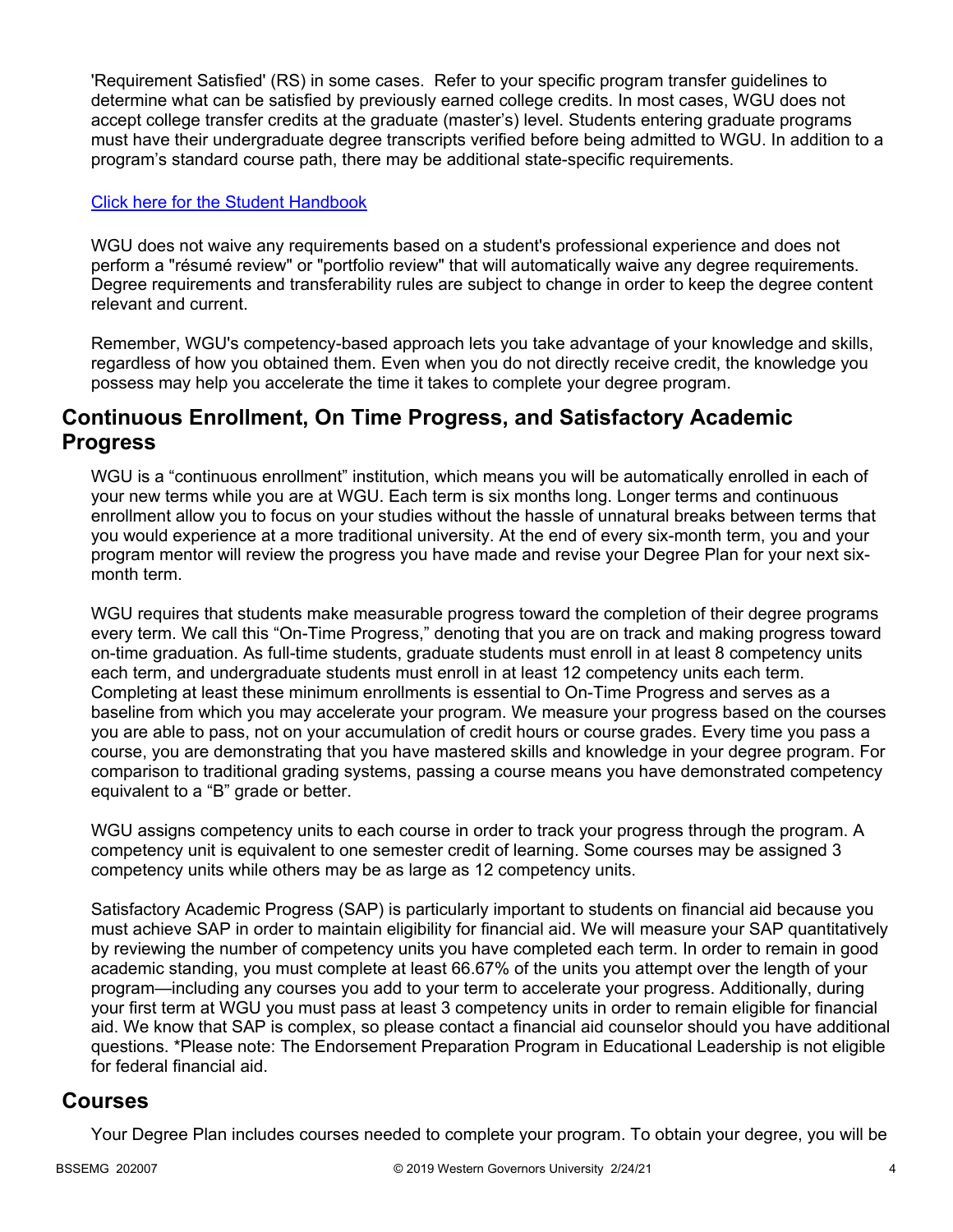'Requirement Satisfied' (RS) in some cases. Refer to your specific program transfer guidelines to determine what can be satisfied by previously earned college credits. In most cases, WGU does not accept college transfer credits at the graduate (master's) level. Students entering graduate programs must have their undergraduate degree transcripts verified before being admitted to WGU. In addition to a program's standard course path, there may be additional state-specific requirements.

[Click here for the Student Handbook]

WGU does not waive any requirements based on a student's professional experience and does not perform a "résumé review" or "portfolio review" that will automatically waive any degree requirements. Degree requirements and transferability rules are subject to change in order to keep the degree content relevant and current.

Remember, WGU's competency-based approach lets you take advantage of your knowledge and skills, regardless of how you obtained them. Even when you do not directly receive credit, the knowledge you possess may help you accelerate the time it takes to complete your degree program.

## Continuous Enrollment, On Time Progress, and Satisfactory Academic Progress

WGU is a "continuous enrollment" institution, which means you will be automatically enrolled in each of your new terms while you are at WGU. Each term is six months long. Longer terms and continuous enrollment allow you to focus on your studies without the hassle of unnatural breaks between terms that you would experience at a more traditional university. At the end of every six-month term, you and your program mentor will review the progress you have made and revise your Degree Plan for your next six-month term.

WGU requires that students make measurable progress toward the completion of their degree programs every term. We call this "On-Time Progress," denoting that you are on track and making progress toward on-time graduation. As full-time students, graduate students must enroll in at least 8 competency units each term, and undergraduate students must enroll in at least 12 competency units each term. Completing at least these minimum enrollments is essential to On-Time Progress and serves as a baseline from which you may accelerate your program. We measure your progress based on the courses you are able to pass, not on your accumulation of credit hours or course grades. Every time you pass a course, you are demonstrating that you have mastered skills and knowledge in your degree program. For comparison to traditional grading systems, passing a course means you have demonstrated competency equivalent to a "B" grade or better.

WGU assigns competency units to each course in order to track your progress through the program. A competency unit is equivalent to one semester credit of learning. Some courses may be assigned 3 competency units while others may be as large as 12 competency units.

Satisfactory Academic Progress (SAP) is particularly important to students on financial aid because you must achieve SAP in order to maintain eligibility for financial aid. We will measure your SAP quantitatively by reviewing the number of competency units you have completed each term. In order to remain in good academic standing, you must complete at least 66.67% of the units you attempt over the length of your program—including any courses you add to your term to accelerate your progress. Additionally, during your first term at WGU you must pass at least 3 competency units in order to remain eligible for financial aid. We know that SAP is complex, so please contact a financial aid counselor should you have additional questions. *Please note: The Endorsement Preparation Program in Educational Leadership is not eligible for federal financial aid.

## Courses

Your Degree Plan includes courses needed to complete your program. To obtain your degree, you will be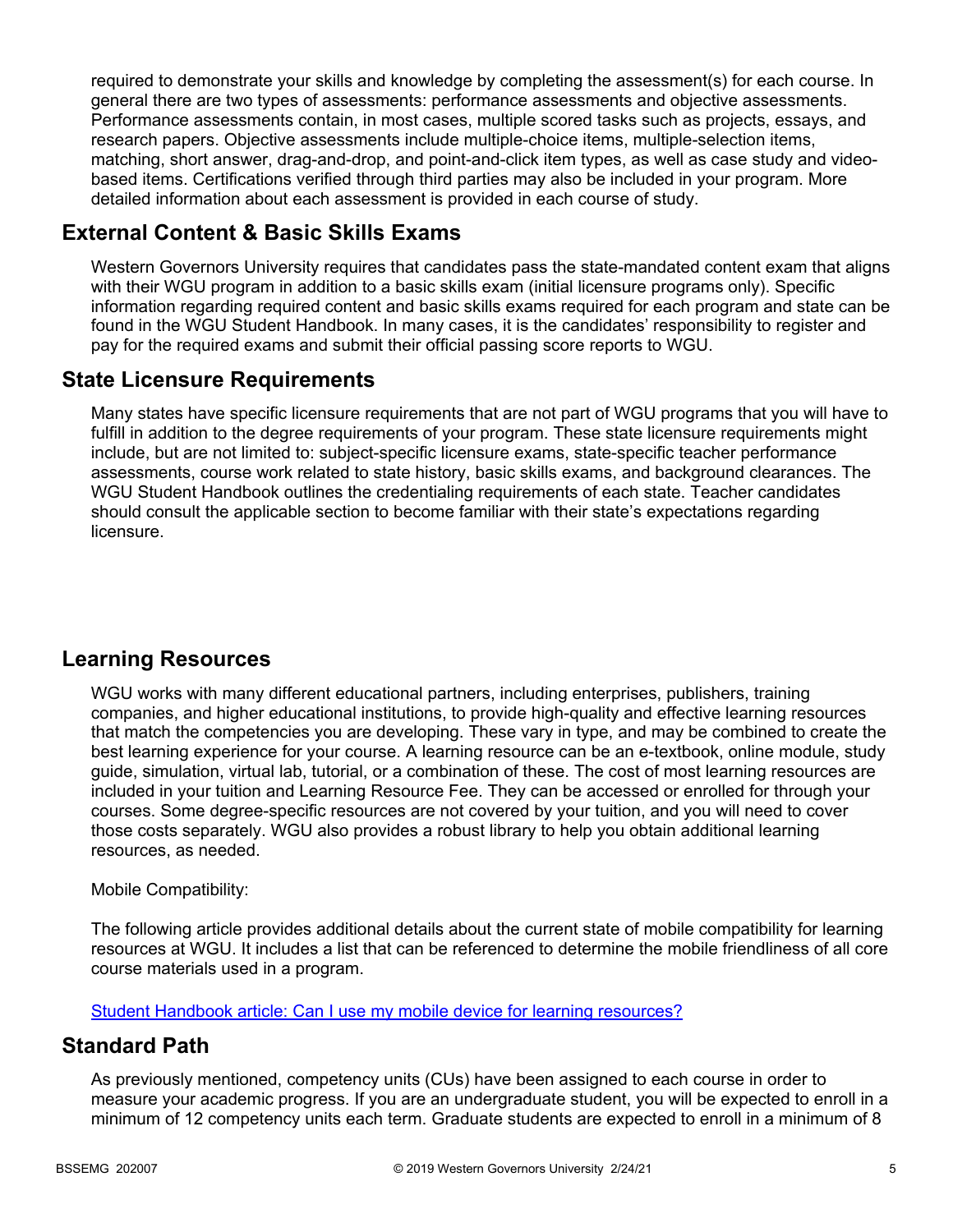required to demonstrate your skills and knowledge by completing the assessment(s) for each course. In general there are two types of assessments: performance assessments and objective assessments. Performance assessments contain, in most cases, multiple scored tasks such as projects, essays, and research papers. Objective assessments include multiple-choice items, multiple-selection items, matching, short answer, drag-and-drop, and point-and-click item types, as well as case study and video-based items. Certifications verified through third parties may also be included in your program. More detailed information about each assessment is provided in each course of study.

## External Content & Basic Skills Exams

Western Governors University requires that candidates pass the state-mandated content exam that aligns with their WGU program in addition to a basic skills exam (initial licensure programs only). Specific information regarding required content and basic skills exams required for each program and state can be found in the WGU Student Handbook. In many cases, it is the candidates' responsibility to register and pay for the required exams and submit their official passing score reports to WGU.

## State Licensure Requirements

Many states have specific licensure requirements that are not part of WGU programs that you will have to fulfill in addition to the degree requirements of your program. These state licensure requirements might include, but are not limited to: subject-specific licensure exams, state-specific teacher performance assessments, course work related to state history, basic skills exams, and background clearances. The WGU Student Handbook outlines the credentialing requirements of each state. Teacher candidates should consult the applicable section to become familiar with their state's expectations regarding licensure.

## Learning Resources

WGU works with many different educational partners, including enterprises, publishers, training companies, and higher educational institutions, to provide high-quality and effective learning resources that match the competencies you are developing. These vary in type, and may be combined to create the best learning experience for your course. A learning resource can be an e-textbook, online module, study guide, simulation, virtual lab, tutorial, or a combination of these. The cost of most learning resources are included in your tuition and Learning Resource Fee. They can be accessed or enrolled for through your courses. Some degree-specific resources are not covered by your tuition, and you will need to cover those costs separately. WGU also provides a robust library to help you obtain additional learning resources, as needed.

Mobile Compatibility:

The following article provides additional details about the current state of mobile compatibility for learning resources at WGU. It includes a list that can be referenced to determine the mobile friendliness of all core course materials used in a program.

[Student Handbook article: Can I use my mobile device for learning resources?]()

## Standard Path

As previously mentioned, competency units (CUs) have been assigned to each course in order to measure your academic progress. If you are an undergraduate student, you will be expected to enroll in a minimum of 12 competency units each term. Graduate students are expected to enroll in a minimum of 8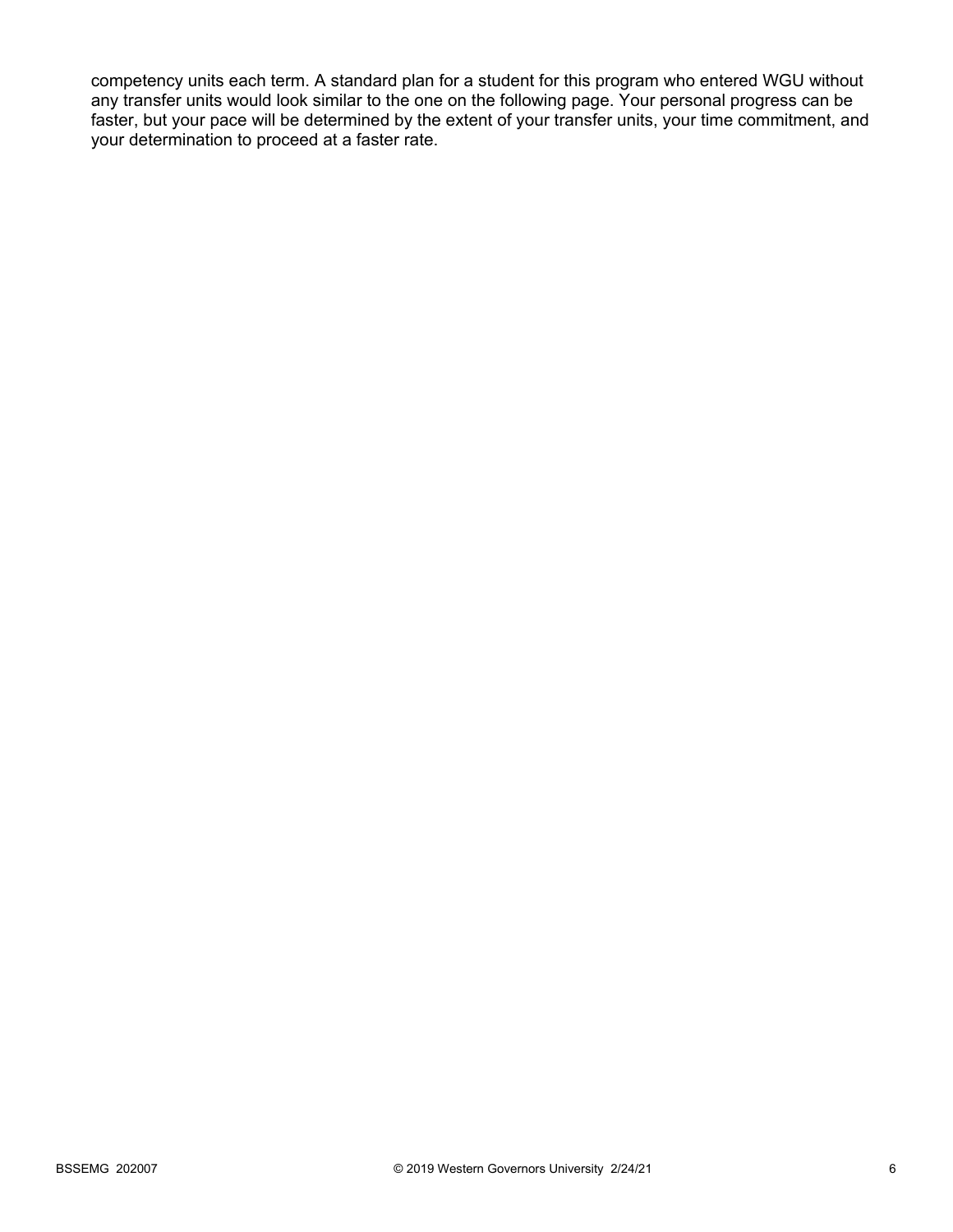competency units each term. A standard plan for a student for this program who entered WGU without any transfer units would look similar to the one on the following page. Your personal progress can be faster, but your pace will be determined by the extent of your transfer units, your time commitment, and your determination to proceed at a faster rate.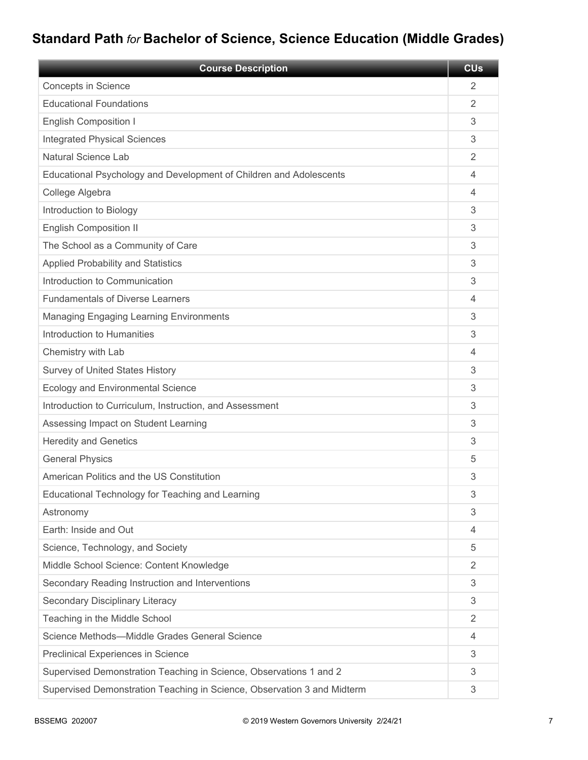## Standard Path *for* Bachelor of Science, Science Education (Middle Grades)

| Course Description | CUs |
| --- | --- |
| Concepts in Science | 2 |
| Educational Foundations | 2 |
| English Composition I | 3 |
| Integrated Physical Sciences | 3 |
| Natural Science Lab | 2 |
| Educational Psychology and Development of Children and Adolescents | 4 |
| College Algebra | 4 |
| Introduction to Biology | 3 |
| English Composition II | 3 |
| The School as a Community of Care | 3 |
| Applied Probability and Statistics | 3 |
| Introduction to Communication | 3 |
| Fundamentals of Diverse Learners | 4 |
| Managing Engaging Learning Environments | 3 |
| Introduction to Humanities | 3 |
| Chemistry with Lab | 4 |
| Survey of United States History | 3 |
| Ecology and Environmental Science | 3 |
| Introduction to Curriculum, Instruction, and Assessment | 3 |
| Assessing Impact on Student Learning | 3 |
| Heredity and Genetics | 3 |
| General Physics | 5 |
| American Politics and the US Constitution | 3 |
| Educational Technology for Teaching and Learning | 3 |
| Astronomy | 3 |
| Earth: Inside and Out | 4 |
| Science, Technology, and Society | 5 |
| Middle School Science: Content Knowledge | 2 |
| Secondary Reading Instruction and Interventions | 3 |
| Secondary Disciplinary Literacy | 3 |
| Teaching in the Middle School | 2 |
| Science Methods—Middle Grades General Science | 4 |
| Preclinical Experiences in Science | 3 |
| Supervised Demonstration Teaching in Science, Observations 1 and 2 | 3 |
| Supervised Demonstration Teaching in Science, Observation 3 and Midterm | 3 |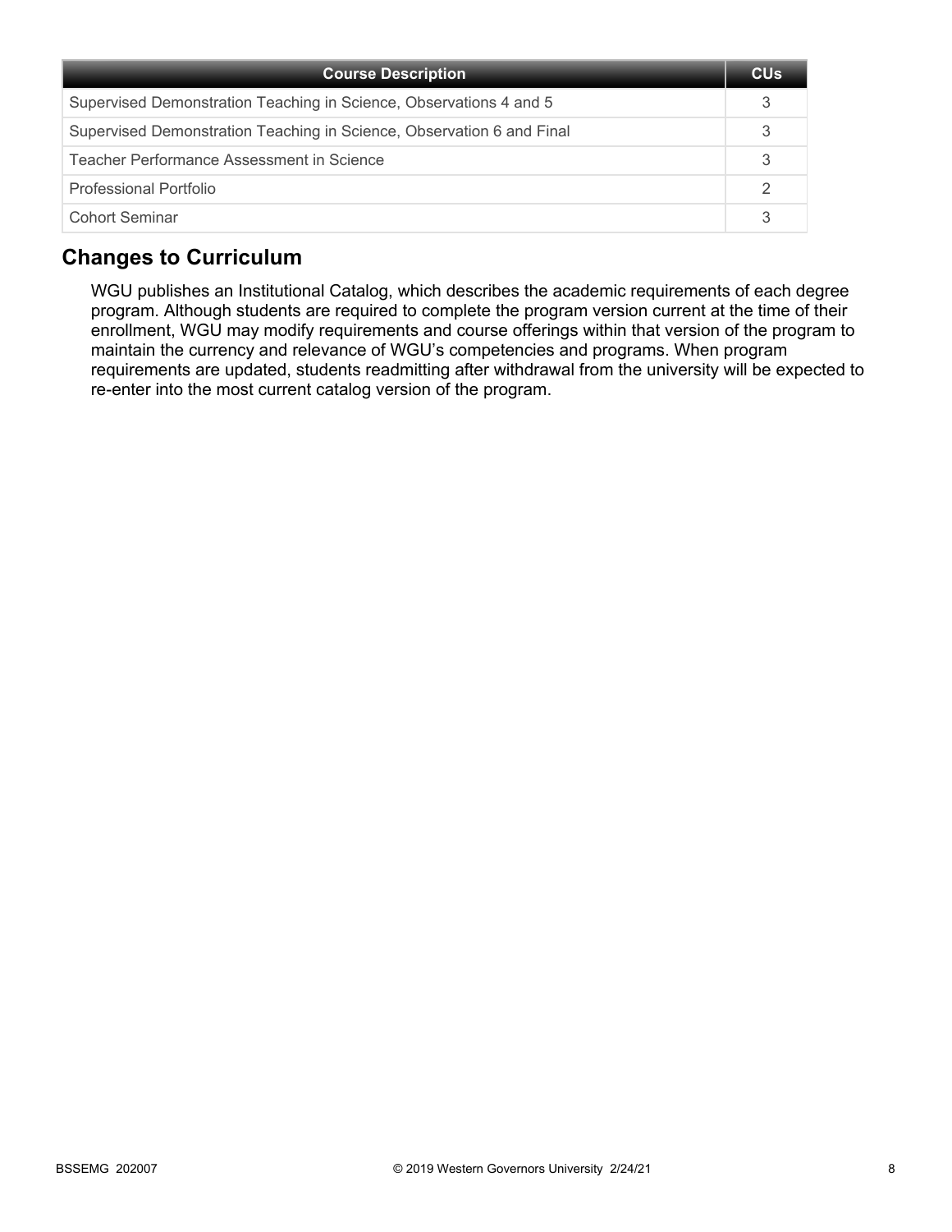| Course Description | CUs |
| --- | --- |
| Supervised Demonstration Teaching in Science, Observations 4 and 5 | 3 |
| Supervised Demonstration Teaching in Science, Observation 6 and Final | 3 |
| Teacher Performance Assessment in Science | 3 |
| Professional Portfolio | 2 |
| Cohort Seminar | 3 |

## Changes to Curriculum

WGU publishes an Institutional Catalog, which describes the academic requirements of each degree program. Although students are required to complete the program version current at the time of their enrollment, WGU may modify requirements and course offerings within that version of the program to maintain the currency and relevance of WGU's competencies and programs. When program requirements are updated, students readmitting after withdrawal from the university will be expected to re-enter into the most current catalog version of the program.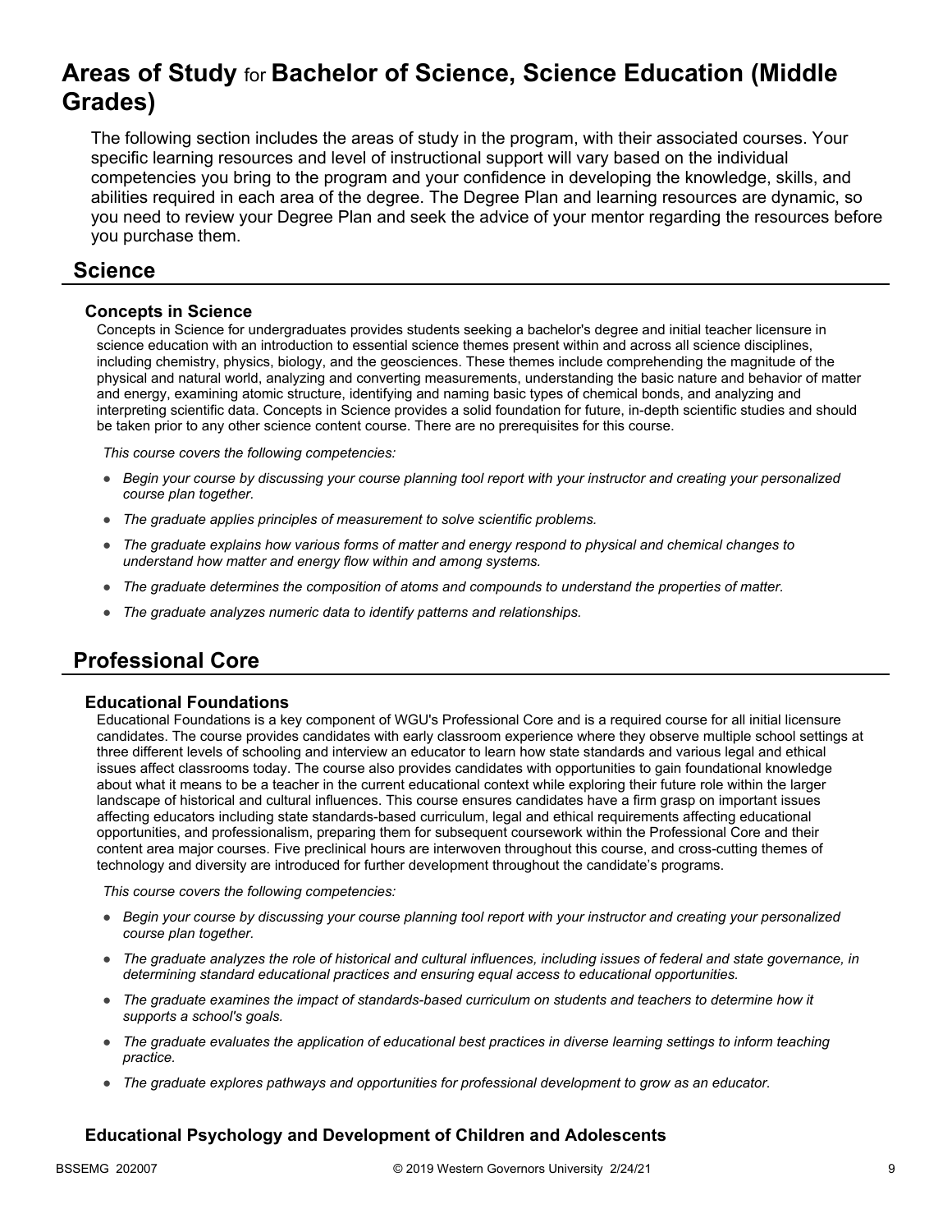# Areas of Study for Bachelor of Science, Science Education (Middle Grades)

The following section includes the areas of study in the program, with their associated courses. Your specific learning resources and level of instructional support will vary based on the individual competencies you bring to the program and your confidence in developing the knowledge, skills, and abilities required in each area of the degree. The Degree Plan and learning resources are dynamic, so you need to review your Degree Plan and seek the advice of your mentor regarding the resources before you purchase them.

## Science

### Concepts in Science

Concepts in Science for undergraduates provides students seeking a bachelor's degree and initial teacher licensure in science education with an introduction to essential science themes present within and across all science disciplines, including chemistry, physics, biology, and the geosciences. These themes include comprehending the magnitude of the physical and natural world, analyzing and converting measurements, understanding the basic nature and behavior of matter and energy, examining atomic structure, identifying and naming basic types of chemical bonds, and analyzing and interpreting scientific data. Concepts in Science provides a solid foundation for future, in-depth scientific studies and should be taken prior to any other science content course. There are no prerequisites for this course.

*This course covers the following competencies:*

- *Begin your course by discussing your course planning tool report with your instructor and creating your personalized course plan together.*
- *The graduate applies principles of measurement to solve scientific problems.*
- *The graduate explains how various forms of matter and energy respond to physical and chemical changes to understand how matter and energy flow within and among systems.*
- *The graduate determines the composition of atoms and compounds to understand the properties of matter.*
- *The graduate analyzes numeric data to identify patterns and relationships.*

## Professional Core

### Educational Foundations

Educational Foundations is a key component of WGU's Professional Core and is a required course for all initial licensure candidates. The course provides candidates with early classroom experience where they observe multiple school settings at three different levels of schooling and interview an educator to learn how state standards and various legal and ethical issues affect classrooms today. The course also provides candidates with opportunities to gain foundational knowledge about what it means to be a teacher in the current educational context while exploring their future role within the larger landscape of historical and cultural influences. This course ensures candidates have a firm grasp on important issues affecting educators including state standards-based curriculum, legal and ethical requirements affecting educational opportunities, and professionalism, preparing them for subsequent coursework within the Professional Core and their content area major courses. Five preclinical hours are interwoven throughout this course, and cross-cutting themes of technology and diversity are introduced for further development throughout the candidate's programs.

*This course covers the following competencies:*

- *Begin your course by discussing your course planning tool report with your instructor and creating your personalized course plan together.*
- *The graduate analyzes the role of historical and cultural influences, including issues of federal and state governance, in determining standard educational practices and ensuring equal access to educational opportunities.*
- *The graduate examines the impact of standards-based curriculum on students and teachers to determine how it supports a school's goals.*
- *The graduate evaluates the application of educational best practices in diverse learning settings to inform teaching practice.*
- *The graduate explores pathways and opportunities for professional development to grow as an educator.*

### Educational Psychology and Development of Children and Adolescents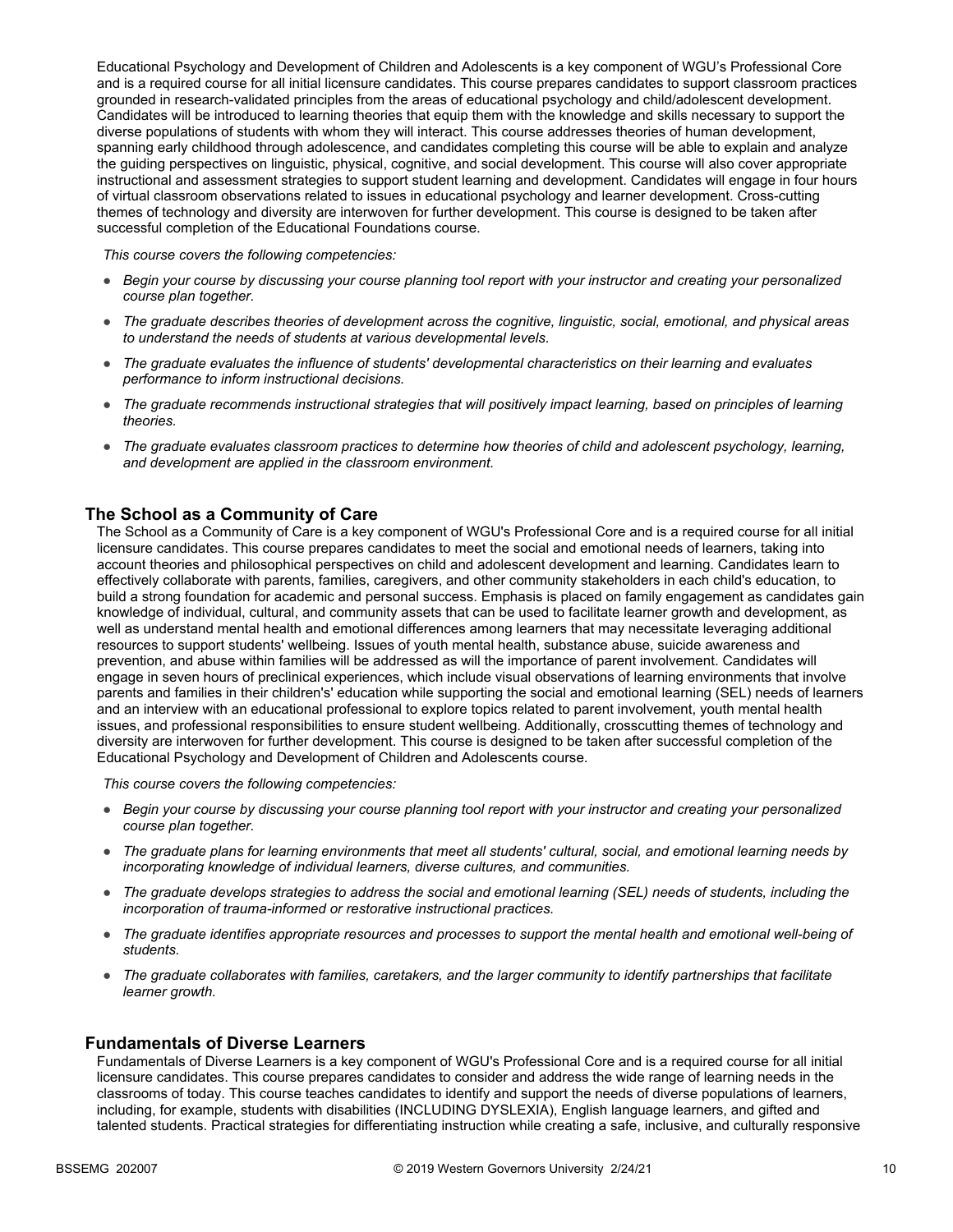Educational Psychology and Development of Children and Adolescents is a key component of WGU's Professional Core and is a required course for all initial licensure candidates. This course prepares candidates to support classroom practices grounded in research-validated principles from the areas of educational psychology and child/adolescent development. Candidates will be introduced to learning theories that equip them with the knowledge and skills necessary to support the diverse populations of students with whom they will interact. This course addresses theories of human development, spanning early childhood through adolescence, and candidates completing this course will be able to explain and analyze the guiding perspectives on linguistic, physical, cognitive, and social development. This course will also cover appropriate instructional and assessment strategies to support student learning and development. Candidates will engage in four hours of virtual classroom observations related to issues in educational psychology and learner development. Cross-cutting themes of technology and diversity are interwoven for further development. This course is designed to be taken after successful completion of the Educational Foundations course.

*This course covers the following competencies:*

- *Begin your course by discussing your course planning tool report with your instructor and creating your personalized course plan together.*
- *The graduate describes theories of development across the cognitive, linguistic, social, emotional, and physical areas to understand the needs of students at various developmental levels.*
- *The graduate evaluates the influence of students' developmental characteristics on their learning and evaluates performance to inform instructional decisions.*
- *The graduate recommends instructional strategies that will positively impact learning, based on principles of learning theories.*
- *The graduate evaluates classroom practices to determine how theories of child and adolescent psychology, learning, and development are applied in the classroom environment.*

## The School as a Community of Care

The School as a Community of Care is a key component of WGU's Professional Core and is a required course for all initial licensure candidates. This course prepares candidates to meet the social and emotional needs of learners, taking into account theories and philosophical perspectives on child and adolescent development and learning. Candidates learn to effectively collaborate with parents, families, caregivers, and other community stakeholders in each child's education, to build a strong foundation for academic and personal success. Emphasis is placed on family engagement as candidates gain knowledge of individual, cultural, and community assets that can be used to facilitate learner growth and development, as well as understand mental health and emotional differences among learners that may necessitate leveraging additional resources to support students' wellbeing. Issues of youth mental health, substance abuse, suicide awareness and prevention, and abuse within families will be addressed as will the importance of parent involvement. Candidates will engage in seven hours of preclinical experiences, which include visual observations of learning environments that involve parents and families in their children's' education while supporting the social and emotional learning (SEL) needs of learners and an interview with an educational professional to explore topics related to parent involvement, youth mental health issues, and professional responsibilities to ensure student wellbeing. Additionally, crosscutting themes of technology and diversity are interwoven for further development. This course is designed to be taken after successful completion of the Educational Psychology and Development of Children and Adolescents course.

*This course covers the following competencies:*

- *Begin your course by discussing your course planning tool report with your instructor and creating your personalized course plan together.*
- *The graduate plans for learning environments that meet all students' cultural, social, and emotional learning needs by incorporating knowledge of individual learners, diverse cultures, and communities.*
- *The graduate develops strategies to address the social and emotional learning (SEL) needs of students, including the incorporation of trauma-informed or restorative instructional practices.*
- *The graduate identifies appropriate resources and processes to support the mental health and emotional well-being of students.*
- *The graduate collaborates with families, caretakers, and the larger community to identify partnerships that facilitate learner growth.*

## Fundamentals of Diverse Learners

Fundamentals of Diverse Learners is a key component of WGU's Professional Core and is a required course for all initial licensure candidates. This course prepares candidates to consider and address the wide range of learning needs in the classrooms of today. This course teaches candidates to identify and support the needs of diverse populations of learners, including, for example, students with disabilities (INCLUDING DYSLEXIA), English language learners, and gifted and talented students. Practical strategies for differentiating instruction while creating a safe, inclusive, and culturally responsive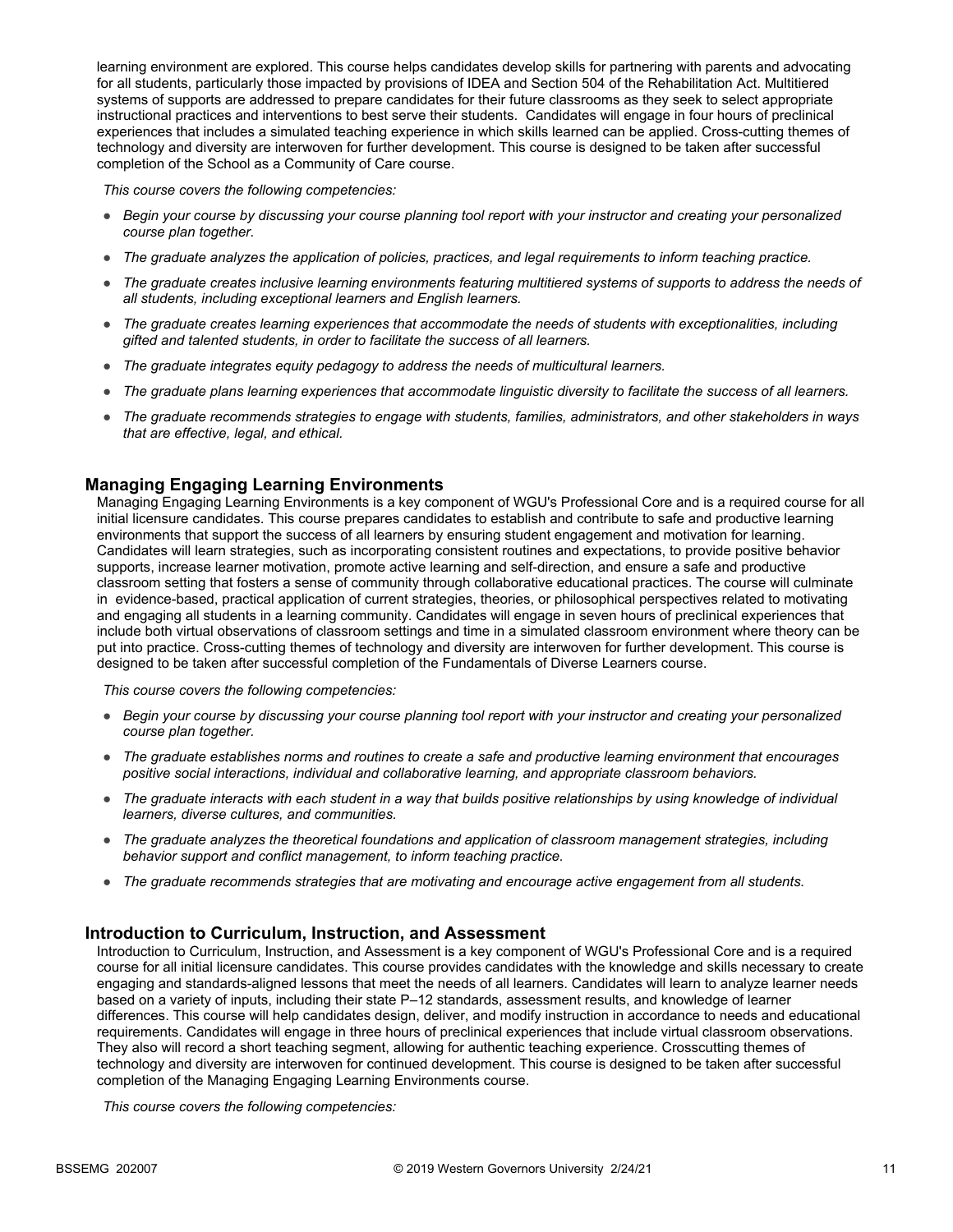learning environment are explored. This course helps candidates develop skills for partnering with parents and advocating for all students, particularly those impacted by provisions of IDEA and Section 504 of the Rehabilitation Act. Multitiered systems of supports are addressed to prepare candidates for their future classrooms as they seek to select appropriate instructional practices and interventions to best serve their students. Candidates will engage in four hours of preclinical experiences that includes a simulated teaching experience in which skills learned can be applied. Cross-cutting themes of technology and diversity are interwoven for further development. This course is designed to be taken after successful completion of the School as a Community of Care course.

*This course covers the following competencies:*

- *Begin your course by discussing your course planning tool report with your instructor and creating your personalized course plan together.*
- *The graduate analyzes the application of policies, practices, and legal requirements to inform teaching practice.*
- *The graduate creates inclusive learning environments featuring multitiered systems of supports to address the needs of all students, including exceptional learners and English learners.*
- *The graduate creates learning experiences that accommodate the needs of students with exceptionalities, including gifted and talented students, in order to facilitate the success of all learners.*
- *The graduate integrates equity pedagogy to address the needs of multicultural learners.*
- *The graduate plans learning experiences that accommodate linguistic diversity to facilitate the success of all learners.*
- *The graduate recommends strategies to engage with students, families, administrators, and other stakeholders in ways that are effective, legal, and ethical.*

## Managing Engaging Learning Environments

Managing Engaging Learning Environments is a key component of WGU's Professional Core and is a required course for all initial licensure candidates. This course prepares candidates to establish and contribute to safe and productive learning environments that support the success of all learners by ensuring student engagement and motivation for learning. Candidates will learn strategies, such as incorporating consistent routines and expectations, to provide positive behavior supports, increase learner motivation, promote active learning and self-direction, and ensure a safe and productive classroom setting that fosters a sense of community through collaborative educational practices. The course will culminate in evidence-based, practical application of current strategies, theories, or philosophical perspectives related to motivating and engaging all students in a learning community. Candidates will engage in seven hours of preclinical experiences that include both virtual observations of classroom settings and time in a simulated classroom environment where theory can be put into practice. Cross-cutting themes of technology and diversity are interwoven for further development. This course is designed to be taken after successful completion of the Fundamentals of Diverse Learners course.

*This course covers the following competencies:*

- *Begin your course by discussing your course planning tool report with your instructor and creating your personalized course plan together.*
- *The graduate establishes norms and routines to create a safe and productive learning environment that encourages positive social interactions, individual and collaborative learning, and appropriate classroom behaviors.*
- *The graduate interacts with each student in a way that builds positive relationships by using knowledge of individual learners, diverse cultures, and communities.*
- *The graduate analyzes the theoretical foundations and application of classroom management strategies, including behavior support and conflict management, to inform teaching practice.*
- *The graduate recommends strategies that are motivating and encourage active engagement from all students.*

## Introduction to Curriculum, Instruction, and Assessment

Introduction to Curriculum, Instruction, and Assessment is a key component of WGU's Professional Core and is a required course for all initial licensure candidates. This course provides candidates with the knowledge and skills necessary to create engaging and standards-aligned lessons that meet the needs of all learners. Candidates will learn to analyze learner needs based on a variety of inputs, including their state P–12 standards, assessment results, and knowledge of learner differences. This course will help candidates design, deliver, and modify instruction in accordance to needs and educational requirements. Candidates will engage in three hours of preclinical experiences that include virtual classroom observations. They also will record a short teaching segment, allowing for authentic teaching experience. Crosscutting themes of technology and diversity are interwoven for continued development. This course is designed to be taken after successful completion of the Managing Engaging Learning Environments course.

*This course covers the following competencies:*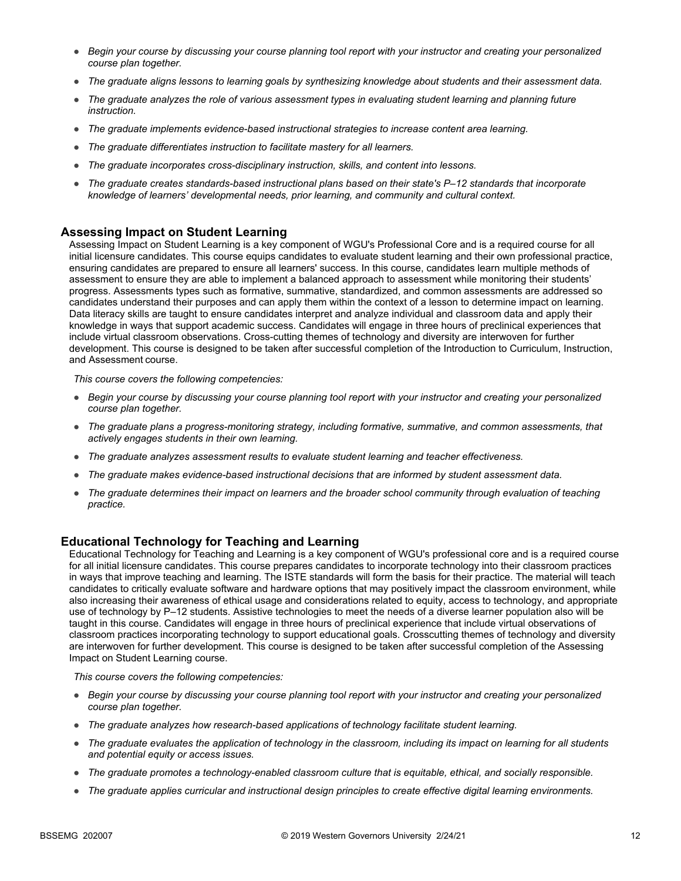- *Begin your course by discussing your course planning tool report with your instructor and creating your personalized course plan together.*
- *The graduate aligns lessons to learning goals by synthesizing knowledge about students and their assessment data.*
- *The graduate analyzes the role of various assessment types in evaluating student learning and planning future instruction.*
- *The graduate implements evidence-based instructional strategies to increase content area learning.*
- *The graduate differentiates instruction to facilitate mastery for all learners.*
- *The graduate incorporates cross-disciplinary instruction, skills, and content into lessons.*
- *The graduate creates standards-based instructional plans based on their state's P–12 standards that incorporate knowledge of learners' developmental needs, prior learning, and community and cultural context.*

## Assessing Impact on Student Learning

Assessing Impact on Student Learning is a key component of WGU's Professional Core and is a required course for all initial licensure candidates. This course equips candidates to evaluate student learning and their own professional practice, ensuring candidates are prepared to ensure all learners' success. In this course, candidates learn multiple methods of assessment to ensure they are able to implement a balanced approach to assessment while monitoring their students' progress. Assessments types such as formative, summative, standardized, and common assessments are addressed so candidates understand their purposes and can apply them within the context of a lesson to determine impact on learning. Data literacy skills are taught to ensure candidates interpret and analyze individual and classroom data and apply their knowledge in ways that support academic success. Candidates will engage in three hours of preclinical experiences that include virtual classroom observations. Cross-cutting themes of technology and diversity are interwoven for further development. This course is designed to be taken after successful completion of the Introduction to Curriculum, Instruction, and Assessment course.

*This course covers the following competencies:*

- *Begin your course by discussing your course planning tool report with your instructor and creating your personalized course plan together.*
- *The graduate plans a progress-monitoring strategy, including formative, summative, and common assessments, that actively engages students in their own learning.*
- *The graduate analyzes assessment results to evaluate student learning and teacher effectiveness.*
- *The graduate makes evidence-based instructional decisions that are informed by student assessment data.*
- *The graduate determines their impact on learners and the broader school community through evaluation of teaching practice.*

## Educational Technology for Teaching and Learning

Educational Technology for Teaching and Learning is a key component of WGU's professional core and is a required course for all initial licensure candidates. This course prepares candidates to incorporate technology into their classroom practices in ways that improve teaching and learning. The ISTE standards will form the basis for their practice. The material will teach candidates to critically evaluate software and hardware options that may positively impact the classroom environment, while also increasing their awareness of ethical usage and considerations related to equity, access to technology, and appropriate use of technology by P–12 students. Assistive technologies to meet the needs of a diverse learner population also will be taught in this course. Candidates will engage in three hours of preclinical experience that include virtual observations of classroom practices incorporating technology to support educational goals. Crosscutting themes of technology and diversity are interwoven for further development. This course is designed to be taken after successful completion of the Assessing Impact on Student Learning course.

*This course covers the following competencies:*

- *Begin your course by discussing your course planning tool report with your instructor and creating your personalized course plan together.*
- *The graduate analyzes how research-based applications of technology facilitate student learning.*
- *The graduate evaluates the application of technology in the classroom, including its impact on learning for all students and potential equity or access issues.*
- *The graduate promotes a technology-enabled classroom culture that is equitable, ethical, and socially responsible.*
- *The graduate applies curricular and instructional design principles to create effective digital learning environments.*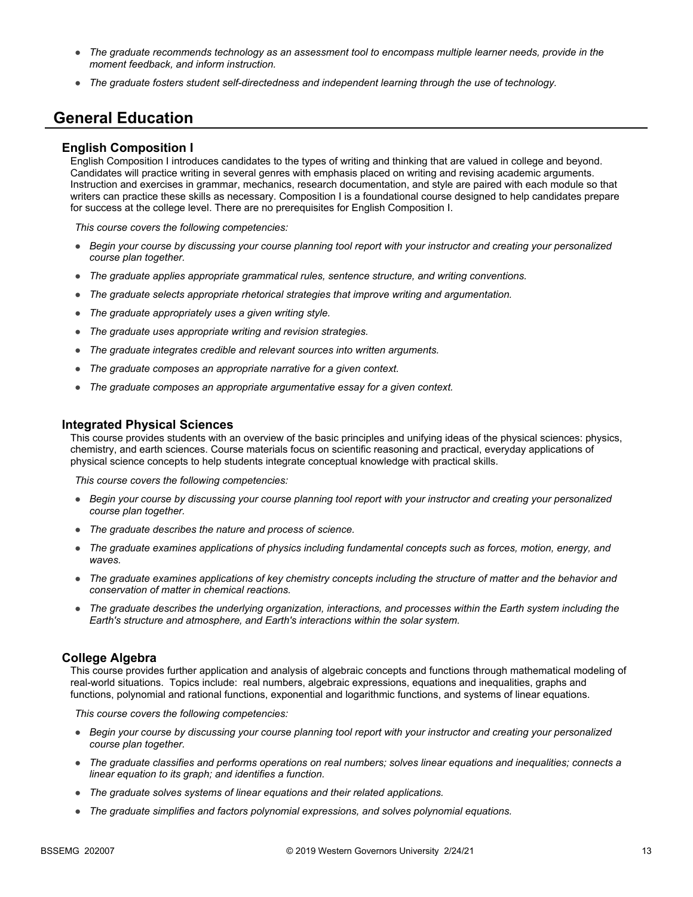- *The graduate recommends technology as an assessment tool to encompass multiple learner needs, provide in the moment feedback, and inform instruction.*
- *The graduate fosters student self-directedness and independent learning through the use of technology.*

## General Education

### English Composition I

English Composition I introduces candidates to the types of writing and thinking that are valued in college and beyond. Candidates will practice writing in several genres with emphasis placed on writing and revising academic arguments. Instruction and exercises in grammar, mechanics, research documentation, and style are paired with each module so that writers can practice these skills as necessary. Composition I is a foundational course designed to help candidates prepare for success at the college level. There are no prerequisites for English Composition I.

*This course covers the following competencies:*

- *Begin your course by discussing your course planning tool report with your instructor and creating your personalized course plan together.*
- *The graduate applies appropriate grammatical rules, sentence structure, and writing conventions.*
- *The graduate selects appropriate rhetorical strategies that improve writing and argumentation.*
- *The graduate appropriately uses a given writing style.*
- *The graduate uses appropriate writing and revision strategies.*
- *The graduate integrates credible and relevant sources into written arguments.*
- *The graduate composes an appropriate narrative for a given context.*
- *The graduate composes an appropriate argumentative essay for a given context.*

### Integrated Physical Sciences

This course provides students with an overview of the basic principles and unifying ideas of the physical sciences: physics, chemistry, and earth sciences. Course materials focus on scientific reasoning and practical, everyday applications of physical science concepts to help students integrate conceptual knowledge with practical skills.

*This course covers the following competencies:*

- *Begin your course by discussing your course planning tool report with your instructor and creating your personalized course plan together.*
- *The graduate describes the nature and process of science.*
- *The graduate examines applications of physics including fundamental concepts such as forces, motion, energy, and waves.*
- *The graduate examines applications of key chemistry concepts including the structure of matter and the behavior and conservation of matter in chemical reactions.*
- *The graduate describes the underlying organization, interactions, and processes within the Earth system including the Earth's structure and atmosphere, and Earth's interactions within the solar system.*

### College Algebra

This course provides further application and analysis of algebraic concepts and functions through mathematical modeling of real-world situations. Topics include: real numbers, algebraic expressions, equations and inequalities, graphs and functions, polynomial and rational functions, exponential and logarithmic functions, and systems of linear equations.

*This course covers the following competencies:*

- *Begin your course by discussing your course planning tool report with your instructor and creating your personalized course plan together.*
- *The graduate classifies and performs operations on real numbers; solves linear equations and inequalities; connects a linear equation to its graph; and identifies a function.*
- *The graduate solves systems of linear equations and their related applications.*
- *The graduate simplifies and factors polynomial expressions, and solves polynomial equations.*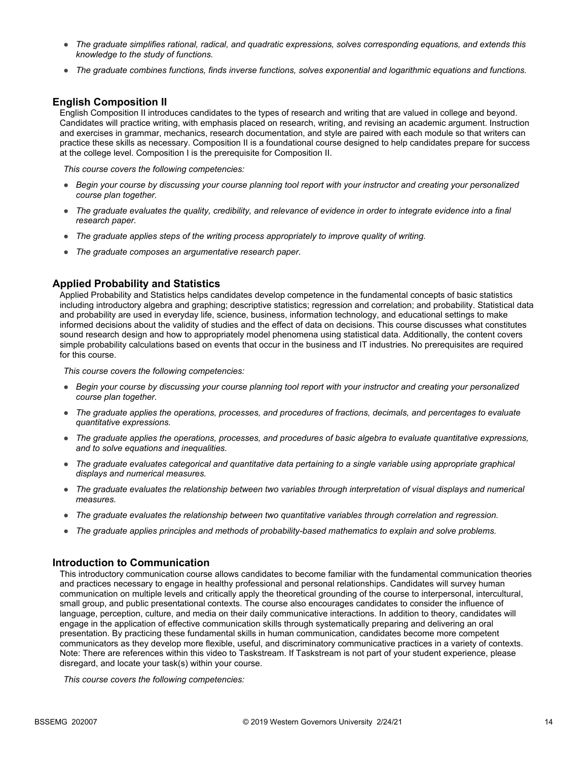- *The graduate simplifies rational, radical, and quadratic expressions, solves corresponding equations, and extends this knowledge to the study of functions.*
- *The graduate combines functions, finds inverse functions, solves exponential and logarithmic equations and functions.*

## English Composition II

English Composition II introduces candidates to the types of research and writing that are valued in college and beyond. Candidates will practice writing, with emphasis placed on research, writing, and revising an academic argument. Instruction and exercises in grammar, mechanics, research documentation, and style are paired with each module so that writers can practice these skills as necessary. Composition II is a foundational course designed to help candidates prepare for success at the college level. Composition I is the prerequisite for Composition II.

*This course covers the following competencies:*

- *Begin your course by discussing your course planning tool report with your instructor and creating your personalized course plan together.*
- *The graduate evaluates the quality, credibility, and relevance of evidence in order to integrate evidence into a final research paper.*
- *The graduate applies steps of the writing process appropriately to improve quality of writing.*
- *The graduate composes an argumentative research paper.*

## Applied Probability and Statistics

Applied Probability and Statistics helps candidates develop competence in the fundamental concepts of basic statistics including introductory algebra and graphing; descriptive statistics; regression and correlation; and probability. Statistical data and probability are used in everyday life, science, business, information technology, and educational settings to make informed decisions about the validity of studies and the effect of data on decisions. This course discusses what constitutes sound research design and how to appropriately model phenomena using statistical data. Additionally, the content covers simple probability calculations based on events that occur in the business and IT industries. No prerequisites are required for this course.

*This course covers the following competencies:*

- *Begin your course by discussing your course planning tool report with your instructor and creating your personalized course plan together.*
- *The graduate applies the operations, processes, and procedures of fractions, decimals, and percentages to evaluate quantitative expressions.*
- *The graduate applies the operations, processes, and procedures of basic algebra to evaluate quantitative expressions, and to solve equations and inequalities.*
- *The graduate evaluates categorical and quantitative data pertaining to a single variable using appropriate graphical displays and numerical measures.*
- *The graduate evaluates the relationship between two variables through interpretation of visual displays and numerical measures.*
- *The graduate evaluates the relationship between two quantitative variables through correlation and regression.*
- *The graduate applies principles and methods of probability-based mathematics to explain and solve problems.*

## Introduction to Communication

This introductory communication course allows candidates to become familiar with the fundamental communication theories and practices necessary to engage in healthy professional and personal relationships. Candidates will survey human communication on multiple levels and critically apply the theoretical grounding of the course to interpersonal, intercultural, small group, and public presentational contexts. The course also encourages candidates to consider the influence of language, perception, culture, and media on their daily communicative interactions. In addition to theory, candidates will engage in the application of effective communication skills through systematically preparing and delivering an oral presentation. By practicing these fundamental skills in human communication, candidates become more competent communicators as they develop more flexible, useful, and discriminatory communicative practices in a variety of contexts. Note: There are references within this video to Taskstream. If Taskstream is not part of your student experience, please disregard, and locate your task(s) within your course.

*This course covers the following competencies:*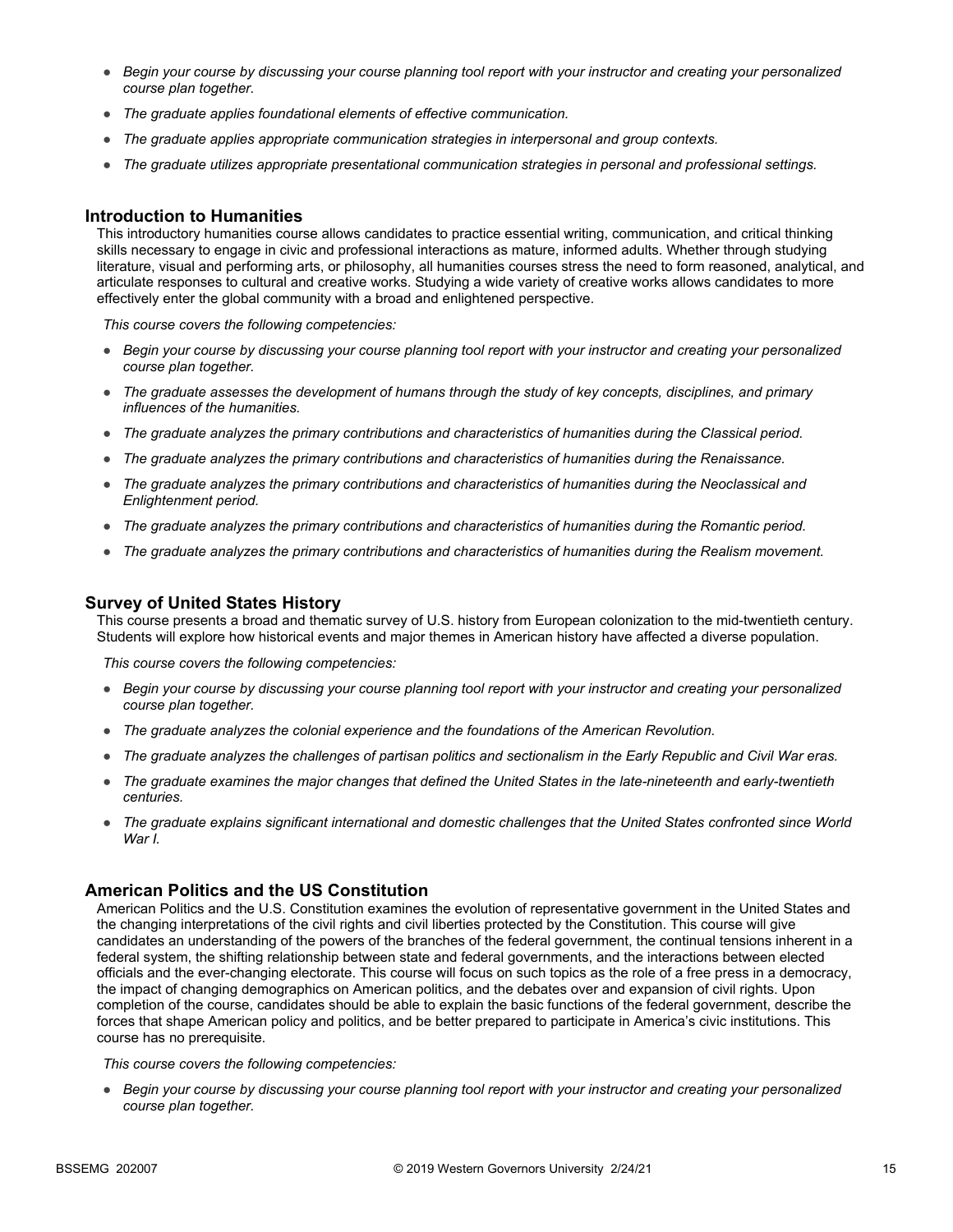- *Begin your course by discussing your course planning tool report with your instructor and creating your personalized course plan together.*
- *The graduate applies foundational elements of effective communication.*
- *The graduate applies appropriate communication strategies in interpersonal and group contexts.*
- *The graduate utilizes appropriate presentational communication strategies in personal and professional settings.*

### Introduction to Humanities

This introductory humanities course allows candidates to practice essential writing, communication, and critical thinking skills necessary to engage in civic and professional interactions as mature, informed adults. Whether through studying literature, visual and performing arts, or philosophy, all humanities courses stress the need to form reasoned, analytical, and articulate responses to cultural and creative works. Studying a wide variety of creative works allows candidates to more effectively enter the global community with a broad and enlightened perspective.

*This course covers the following competencies:*

- *Begin your course by discussing your course planning tool report with your instructor and creating your personalized course plan together.*
- *The graduate assesses the development of humans through the study of key concepts, disciplines, and primary influences of the humanities.*
- *The graduate analyzes the primary contributions and characteristics of humanities during the Classical period.*
- *The graduate analyzes the primary contributions and characteristics of humanities during the Renaissance.*
- *The graduate analyzes the primary contributions and characteristics of humanities during the Neoclassical and Enlightenment period.*
- *The graduate analyzes the primary contributions and characteristics of humanities during the Romantic period.*
- *The graduate analyzes the primary contributions and characteristics of humanities during the Realism movement.*

### Survey of United States History

This course presents a broad and thematic survey of U.S. history from European colonization to the mid-twentieth century. Students will explore how historical events and major themes in American history have affected a diverse population.

*This course covers the following competencies:*

- *Begin your course by discussing your course planning tool report with your instructor and creating your personalized course plan together.*
- *The graduate analyzes the colonial experience and the foundations of the American Revolution.*
- *The graduate analyzes the challenges of partisan politics and sectionalism in the Early Republic and Civil War eras.*
- *The graduate examines the major changes that defined the United States in the late-nineteenth and early-twentieth centuries.*
- *The graduate explains significant international and domestic challenges that the United States confronted since World War I.*

### American Politics and the US Constitution

American Politics and the U.S. Constitution examines the evolution of representative government in the United States and the changing interpretations of the civil rights and civil liberties protected by the Constitution. This course will give candidates an understanding of the powers of the branches of the federal government, the continual tensions inherent in a federal system, the shifting relationship between state and federal governments, and the interactions between elected officials and the ever-changing electorate. This course will focus on such topics as the role of a free press in a democracy, the impact of changing demographics on American politics, and the debates over and expansion of civil rights. Upon completion of the course, candidates should be able to explain the basic functions of the federal government, describe the forces that shape American policy and politics, and be better prepared to participate in America's civic institutions. This course has no prerequisite.

*This course covers the following competencies:*

- *Begin your course by discussing your course planning tool report with your instructor and creating your personalized course plan together.*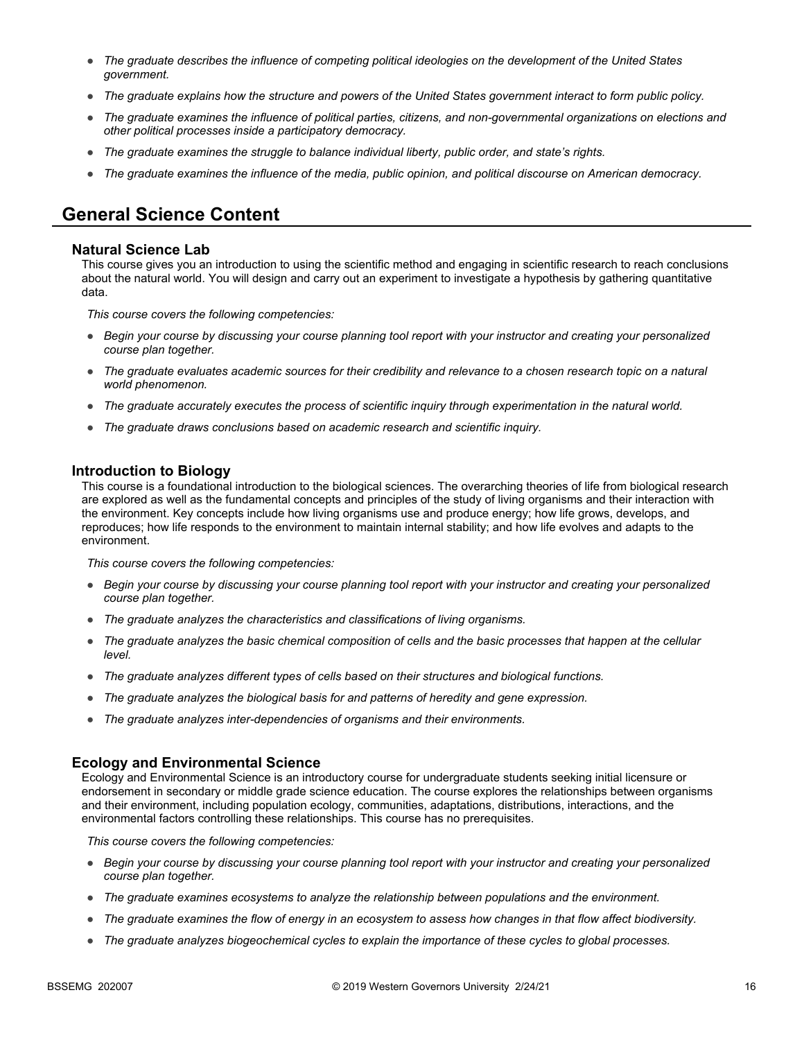- *The graduate describes the influence of competing political ideologies on the development of the United States government.*
- *The graduate explains how the structure and powers of the United States government interact to form public policy.*
- *The graduate examines the influence of political parties, citizens, and non-governmental organizations on elections and other political processes inside a participatory democracy.*
- *The graduate examines the struggle to balance individual liberty, public order, and state's rights.*
- *The graduate examines the influence of the media, public opinion, and political discourse on American democracy.*

## General Science Content

### Natural Science Lab

This course gives you an introduction to using the scientific method and engaging in scientific research to reach conclusions about the natural world. You will design and carry out an experiment to investigate a hypothesis by gathering quantitative data.

*This course covers the following competencies:*

- *Begin your course by discussing your course planning tool report with your instructor and creating your personalized course plan together.*
- *The graduate evaluates academic sources for their credibility and relevance to a chosen research topic on a natural world phenomenon.*
- *The graduate accurately executes the process of scientific inquiry through experimentation in the natural world.*
- *The graduate draws conclusions based on academic research and scientific inquiry.*

### Introduction to Biology

This course is a foundational introduction to the biological sciences. The overarching theories of life from biological research are explored as well as the fundamental concepts and principles of the study of living organisms and their interaction with the environment. Key concepts include how living organisms use and produce energy; how life grows, develops, and reproduces; how life responds to the environment to maintain internal stability; and how life evolves and adapts to the environment.

*This course covers the following competencies:*

- *Begin your course by discussing your course planning tool report with your instructor and creating your personalized course plan together.*
- *The graduate analyzes the characteristics and classifications of living organisms.*
- *The graduate analyzes the basic chemical composition of cells and the basic processes that happen at the cellular level.*
- *The graduate analyzes different types of cells based on their structures and biological functions.*
- *The graduate analyzes the biological basis for and patterns of heredity and gene expression.*
- *The graduate analyzes inter-dependencies of organisms and their environments.*

### Ecology and Environmental Science

Ecology and Environmental Science is an introductory course for undergraduate students seeking initial licensure or endorsement in secondary or middle grade science education. The course explores the relationships between organisms and their environment, including population ecology, communities, adaptations, distributions, interactions, and the environmental factors controlling these relationships. This course has no prerequisites.

*This course covers the following competencies:*

- *Begin your course by discussing your course planning tool report with your instructor and creating your personalized course plan together.*
- *The graduate examines ecosystems to analyze the relationship between populations and the environment.*
- *The graduate examines the flow of energy in an ecosystem to assess how changes in that flow affect biodiversity.*
- *The graduate analyzes biogeochemical cycles to explain the importance of these cycles to global processes.*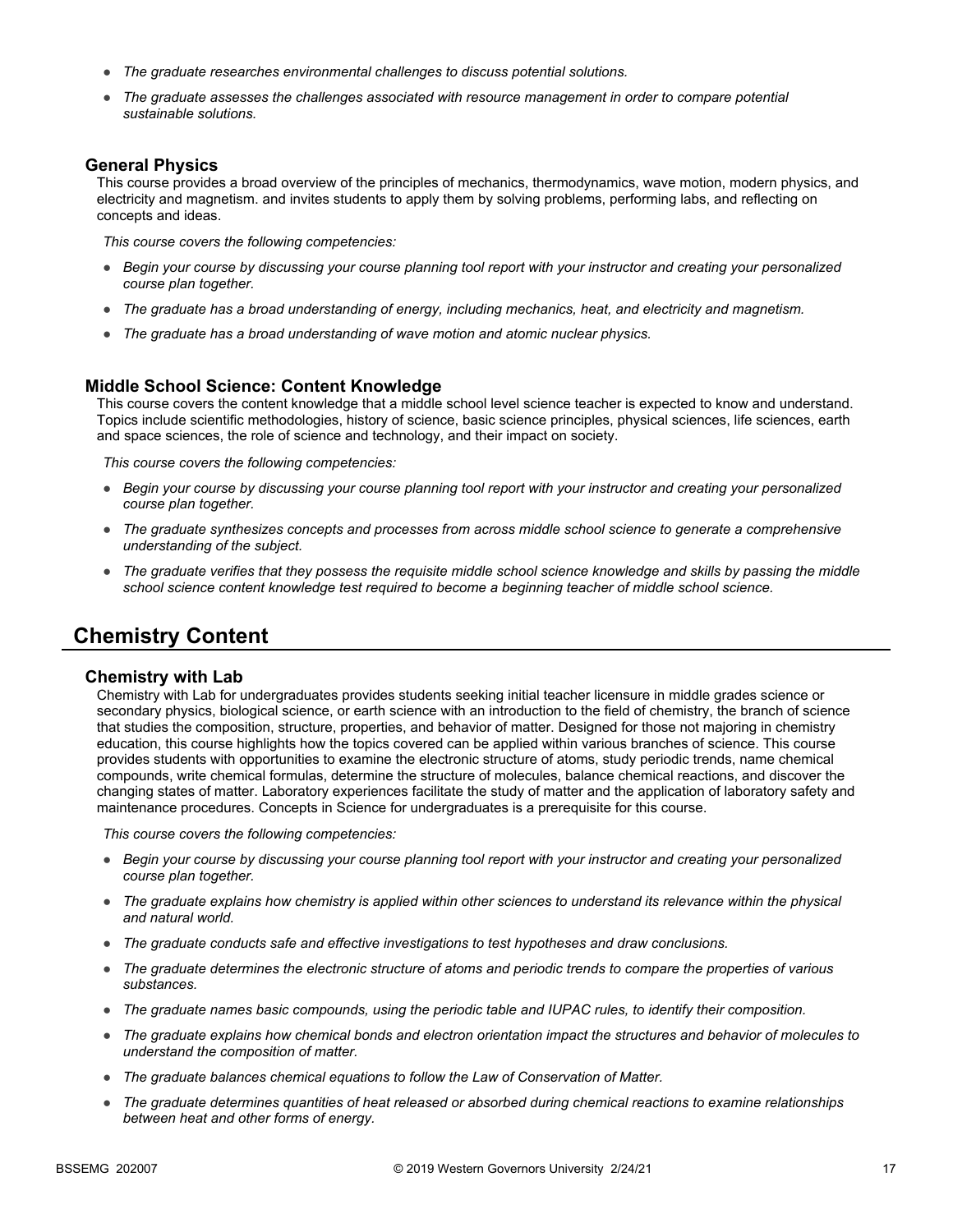- *The graduate researches environmental challenges to discuss potential solutions.*
- *The graduate assesses the challenges associated with resource management in order to compare potential sustainable solutions.*

### General Physics

This course provides a broad overview of the principles of mechanics, thermodynamics, wave motion, modern physics, and electricity and magnetism. and invites students to apply them by solving problems, performing labs, and reflecting on concepts and ideas.

*This course covers the following competencies:*

- *Begin your course by discussing your course planning tool report with your instructor and creating your personalized course plan together.*
- *The graduate has a broad understanding of energy, including mechanics, heat, and electricity and magnetism.*
- *The graduate has a broad understanding of wave motion and atomic nuclear physics.*

### Middle School Science: Content Knowledge

This course covers the content knowledge that a middle school level science teacher is expected to know and understand. Topics include scientific methodologies, history of science, basic science principles, physical sciences, life sciences, earth and space sciences, the role of science and technology, and their impact on society.

*This course covers the following competencies:*

- *Begin your course by discussing your course planning tool report with your instructor and creating your personalized course plan together.*
- *The graduate synthesizes concepts and processes from across middle school science to generate a comprehensive understanding of the subject.*
- *The graduate verifies that they possess the requisite middle school science knowledge and skills by passing the middle school science content knowledge test required to become a beginning teacher of middle school science.*

## Chemistry Content

### Chemistry with Lab

Chemistry with Lab for undergraduates provides students seeking initial teacher licensure in middle grades science or secondary physics, biological science, or earth science with an introduction to the field of chemistry, the branch of science that studies the composition, structure, properties, and behavior of matter. Designed for those not majoring in chemistry education, this course highlights how the topics covered can be applied within various branches of science. This course provides students with opportunities to examine the electronic structure of atoms, study periodic trends, name chemical compounds, write chemical formulas, determine the structure of molecules, balance chemical reactions, and discover the changing states of matter. Laboratory experiences facilitate the study of matter and the application of laboratory safety and maintenance procedures. Concepts in Science for undergraduates is a prerequisite for this course.

*This course covers the following competencies:*

- *Begin your course by discussing your course planning tool report with your instructor and creating your personalized course plan together.*
- *The graduate explains how chemistry is applied within other sciences to understand its relevance within the physical and natural world.*
- *The graduate conducts safe and effective investigations to test hypotheses and draw conclusions.*
- *The graduate determines the electronic structure of atoms and periodic trends to compare the properties of various substances.*
- *The graduate names basic compounds, using the periodic table and IUPAC rules, to identify their composition.*
- *The graduate explains how chemical bonds and electron orientation impact the structures and behavior of molecules to understand the composition of matter.*
- *The graduate balances chemical equations to follow the Law of Conservation of Matter.*
- *The graduate determines quantities of heat released or absorbed during chemical reactions to examine relationships between heat and other forms of energy.*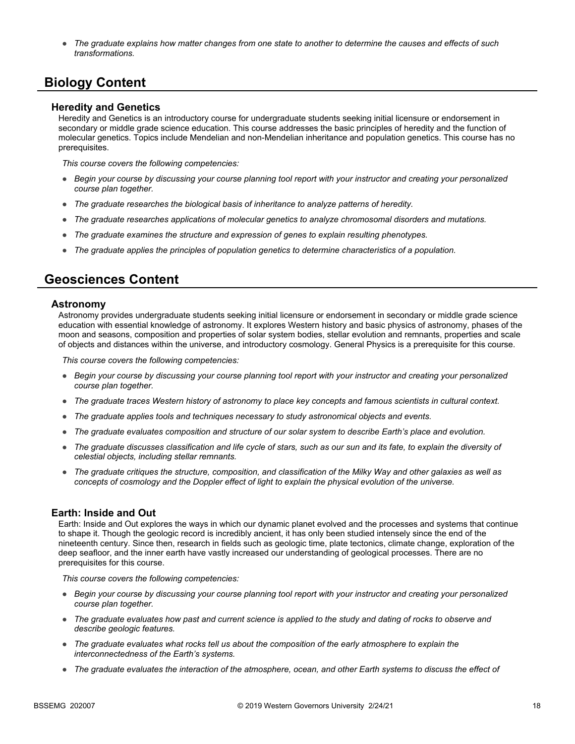- *The graduate explains how matter changes from one state to another to determine the causes and effects of such transformations.*

## Biology Content

### Heredity and Genetics

Heredity and Genetics is an introductory course for undergraduate students seeking initial licensure or endorsement in secondary or middle grade science education. This course addresses the basic principles of heredity and the function of molecular genetics. Topics include Mendelian and non-Mendelian inheritance and population genetics. This course has no prerequisites.

*This course covers the following competencies:*

- *Begin your course by discussing your course planning tool report with your instructor and creating your personalized course plan together.*
- *The graduate researches the biological basis of inheritance to analyze patterns of heredity.*
- *The graduate researches applications of molecular genetics to analyze chromosomal disorders and mutations.*
- *The graduate examines the structure and expression of genes to explain resulting phenotypes.*
- *The graduate applies the principles of population genetics to determine characteristics of a population.*

## Geosciences Content

### Astronomy

Astronomy provides undergraduate students seeking initial licensure or endorsement in secondary or middle grade science education with essential knowledge of astronomy. It explores Western history and basic physics of astronomy, phases of the moon and seasons, composition and properties of solar system bodies, stellar evolution and remnants, properties and scale of objects and distances within the universe, and introductory cosmology. General Physics is a prerequisite for this course.

*This course covers the following competencies:*

- *Begin your course by discussing your course planning tool report with your instructor and creating your personalized course plan together.*
- *The graduate traces Western history of astronomy to place key concepts and famous scientists in cultural context.*
- *The graduate applies tools and techniques necessary to study astronomical objects and events.*
- *The graduate evaluates composition and structure of our solar system to describe Earth's place and evolution.*
- *The graduate discusses classification and life cycle of stars, such as our sun and its fate, to explain the diversity of celestial objects, including stellar remnants.*
- *The graduate critiques the structure, composition, and classification of the Milky Way and other galaxies as well as concepts of cosmology and the Doppler effect of light to explain the physical evolution of the universe.*

### Earth: Inside and Out

Earth: Inside and Out explores the ways in which our dynamic planet evolved and the processes and systems that continue to shape it. Though the geologic record is incredibly ancient, it has only been studied intensely since the end of the nineteenth century. Since then, research in fields such as geologic time, plate tectonics, climate change, exploration of the deep seafloor, and the inner earth have vastly increased our understanding of geological processes. There are no prerequisites for this course.

*This course covers the following competencies:*

- *Begin your course by discussing your course planning tool report with your instructor and creating your personalized course plan together.*
- *The graduate evaluates how past and current science is applied to the study and dating of rocks to observe and describe geologic features.*
- *The graduate evaluates what rocks tell us about the composition of the early atmosphere to explain the interconnectedness of the Earth's systems.*
- *The graduate evaluates the interaction of the atmosphere, ocean, and other Earth systems to discuss the effect of*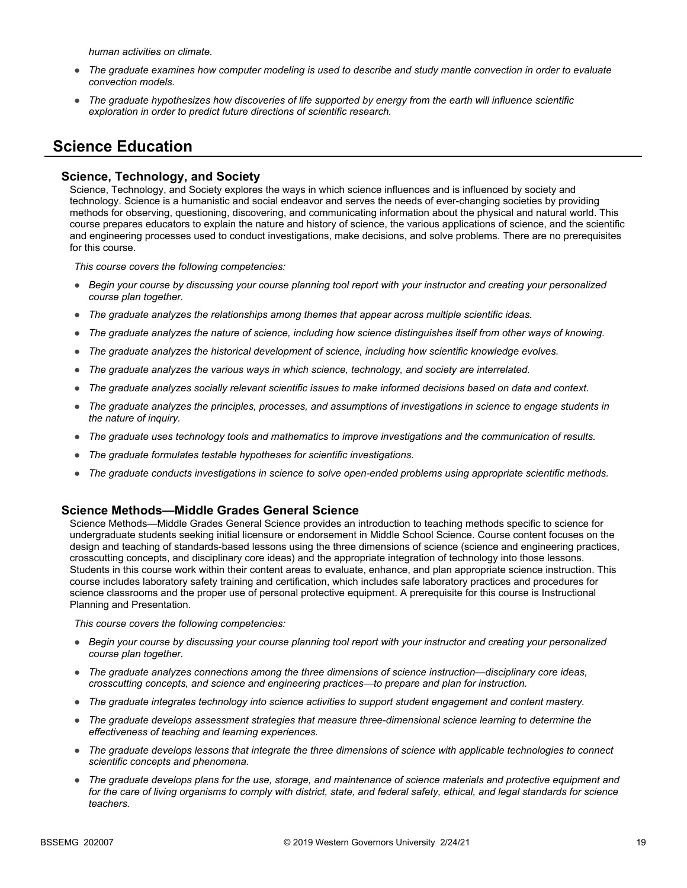*human activities on climate.*

- *The graduate examines how computer modeling is used to describe and study mantle convection in order to evaluate convection models.*
- *The graduate hypothesizes how discoveries of life supported by energy from the earth will influence scientific exploration in order to predict future directions of scientific research.*

## Science Education

### Science, Technology, and Society

Science, Technology, and Society explores the ways in which science influences and is influenced by society and technology. Science is a humanistic and social endeavor and serves the needs of ever-changing societies by providing methods for observing, questioning, discovering, and communicating information about the physical and natural world. This course prepares educators to explain the nature and history of science, the various applications of science, and the scientific and engineering processes used to conduct investigations, make decisions, and solve problems. There are no prerequisites for this course.

*This course covers the following competencies:*

- *Begin your course by discussing your course planning tool report with your instructor and creating your personalized course plan together.*
- *The graduate analyzes the relationships among themes that appear across multiple scientific ideas.*
- *The graduate analyzes the nature of science, including how science distinguishes itself from other ways of knowing.*
- *The graduate analyzes the historical development of science, including how scientific knowledge evolves.*
- *The graduate analyzes the various ways in which science, technology, and society are interrelated.*
- *The graduate analyzes socially relevant scientific issues to make informed decisions based on data and context.*
- *The graduate analyzes the principles, processes, and assumptions of investigations in science to engage students in the nature of inquiry.*
- *The graduate uses technology tools and mathematics to improve investigations and the communication of results.*
- *The graduate formulates testable hypotheses for scientific investigations.*
- *The graduate conducts investigations in science to solve open-ended problems using appropriate scientific methods.*

### Science Methods—Middle Grades General Science

Science Methods—Middle Grades General Science provides an introduction to teaching methods specific to science for undergraduate students seeking initial licensure or endorsement in Middle School Science. Course content focuses on the design and teaching of standards-based lessons using the three dimensions of science (science and engineering practices, crosscutting concepts, and disciplinary core ideas) and the appropriate integration of technology into those lessons. Students in this course work within their content areas to evaluate, enhance, and plan appropriate science instruction. This course includes laboratory safety training and certification, which includes safe laboratory practices and procedures for science classrooms and the proper use of personal protective equipment. A prerequisite for this course is Instructional Planning and Presentation.

*This course covers the following competencies:*

- *Begin your course by discussing your course planning tool report with your instructor and creating your personalized course plan together.*
- *The graduate analyzes connections among the three dimensions of science instruction—disciplinary core ideas, crosscutting concepts, and science and engineering practices—to prepare and plan for instruction.*
- *The graduate integrates technology into science activities to support student engagement and content mastery.*
- *The graduate develops assessment strategies that measure three-dimensional science learning to determine the effectiveness of teaching and learning experiences.*
- *The graduate develops lessons that integrate the three dimensions of science with applicable technologies to connect scientific concepts and phenomena.*
- *The graduate develops plans for the use, storage, and maintenance of science materials and protective equipment and for the care of living organisms to comply with district, state, and federal safety, ethical, and legal standards for science teachers.*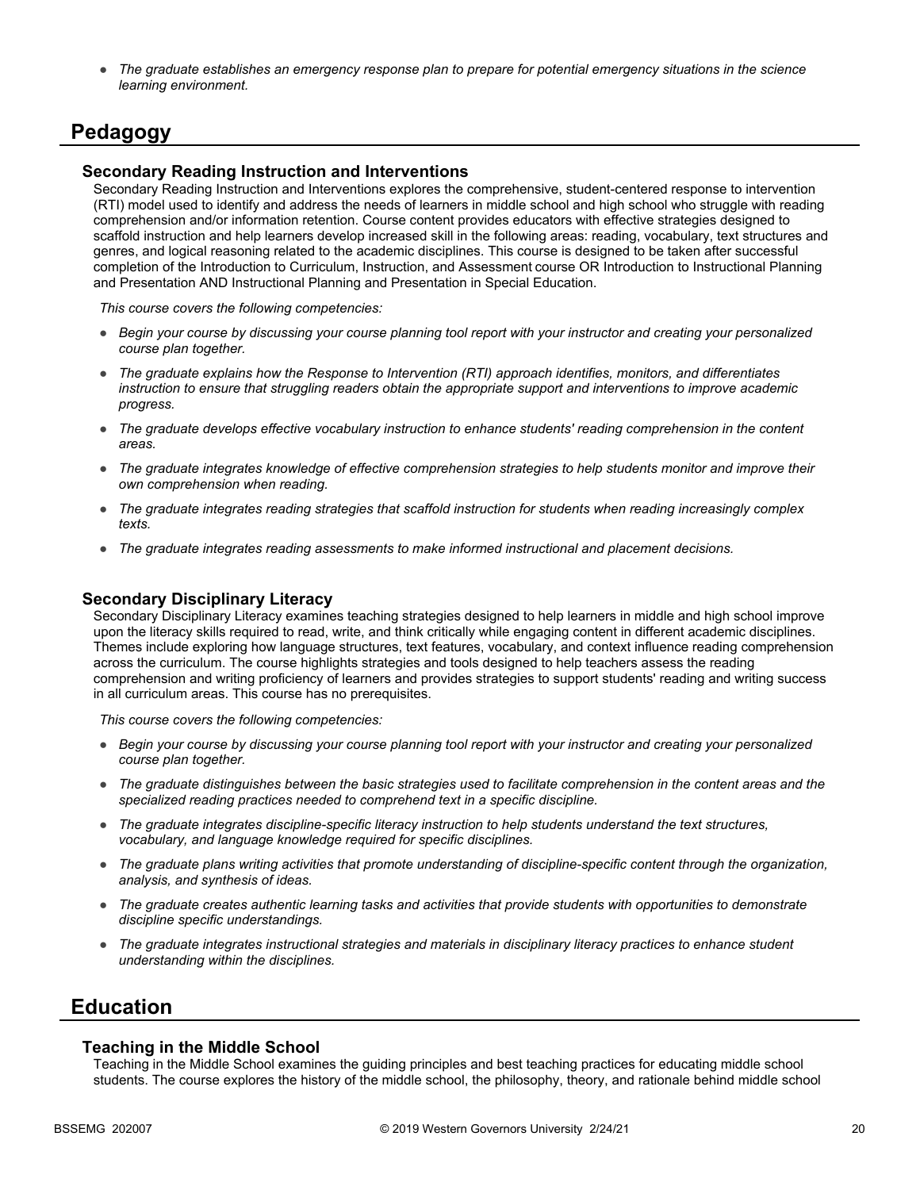- *The graduate establishes an emergency response plan to prepare for potential emergency situations in the science learning environment.*

## Pedagogy

### Secondary Reading Instruction and Interventions

Secondary Reading Instruction and Interventions explores the comprehensive, student-centered response to intervention (RTI) model used to identify and address the needs of learners in middle school and high school who struggle with reading comprehension and/or information retention. Course content provides educators with effective strategies designed to scaffold instruction and help learners develop increased skill in the following areas: reading, vocabulary, text structures and genres, and logical reasoning related to the academic disciplines. This course is designed to be taken after successful completion of the Introduction to Curriculum, Instruction, and Assessment course OR Introduction to Instructional Planning and Presentation AND Instructional Planning and Presentation in Special Education.

*This course covers the following competencies:*

- *Begin your course by discussing your course planning tool report with your instructor and creating your personalized course plan together.*
- *The graduate explains how the Response to Intervention (RTI) approach identifies, monitors, and differentiates instruction to ensure that struggling readers obtain the appropriate support and interventions to improve academic progress.*
- *The graduate develops effective vocabulary instruction to enhance students' reading comprehension in the content areas.*
- *The graduate integrates knowledge of effective comprehension strategies to help students monitor and improve their own comprehension when reading.*
- *The graduate integrates reading strategies that scaffold instruction for students when reading increasingly complex texts.*
- *The graduate integrates reading assessments to make informed instructional and placement decisions.*

### Secondary Disciplinary Literacy

Secondary Disciplinary Literacy examines teaching strategies designed to help learners in middle and high school improve upon the literacy skills required to read, write, and think critically while engaging content in different academic disciplines. Themes include exploring how language structures, text features, vocabulary, and context influence reading comprehension across the curriculum. The course highlights strategies and tools designed to help teachers assess the reading comprehension and writing proficiency of learners and provides strategies to support students' reading and writing success in all curriculum areas. This course has no prerequisites.

*This course covers the following competencies:*

- *Begin your course by discussing your course planning tool report with your instructor and creating your personalized course plan together.*
- *The graduate distinguishes between the basic strategies used to facilitate comprehension in the content areas and the specialized reading practices needed to comprehend text in a specific discipline.*
- *The graduate integrates discipline-specific literacy instruction to help students understand the text structures, vocabulary, and language knowledge required for specific disciplines.*
- *The graduate plans writing activities that promote understanding of discipline-specific content through the organization, analysis, and synthesis of ideas.*
- *The graduate creates authentic learning tasks and activities that provide students with opportunities to demonstrate discipline specific understandings.*
- *The graduate integrates instructional strategies and materials in disciplinary literacy practices to enhance student understanding within the disciplines.*

## Education

### Teaching in the Middle School

Teaching in the Middle School examines the guiding principles and best teaching practices for educating middle school students. The course explores the history of the middle school, the philosophy, theory, and rationale behind middle school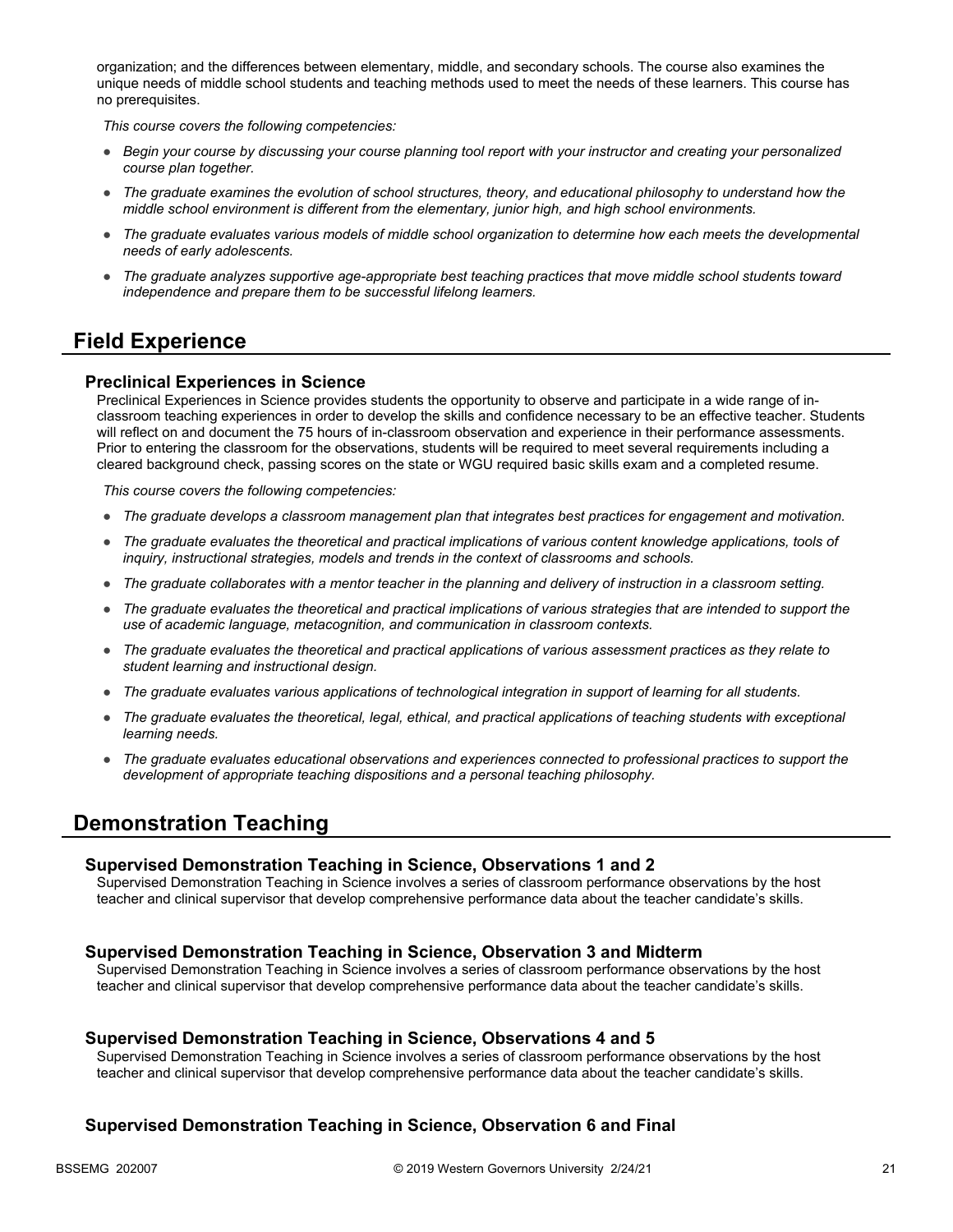organization; and the differences between elementary, middle, and secondary schools. The course also examines the unique needs of middle school students and teaching methods used to meet the needs of these learners. This course has no prerequisites.

*This course covers the following competencies:*

- *Begin your course by discussing your course planning tool report with your instructor and creating your personalized course plan together.*
- *The graduate examines the evolution of school structures, theory, and educational philosophy to understand how the middle school environment is different from the elementary, junior high, and high school environments.*
- *The graduate evaluates various models of middle school organization to determine how each meets the developmental needs of early adolescents.*
- *The graduate analyzes supportive age-appropriate best teaching practices that move middle school students toward independence and prepare them to be successful lifelong learners.*

## Field Experience

### Preclinical Experiences in Science

Preclinical Experiences in Science provides students the opportunity to observe and participate in a wide range of in-classroom teaching experiences in order to develop the skills and confidence necessary to be an effective teacher. Students will reflect on and document the 75 hours of in-classroom observation and experience in their performance assessments. Prior to entering the classroom for the observations, students will be required to meet several requirements including a cleared background check, passing scores on the state or WGU required basic skills exam and a completed resume.

*This course covers the following competencies:*

- *The graduate develops a classroom management plan that integrates best practices for engagement and motivation.*
- *The graduate evaluates the theoretical and practical implications of various content knowledge applications, tools of inquiry, instructional strategies, models and trends in the context of classrooms and schools.*
- *The graduate collaborates with a mentor teacher in the planning and delivery of instruction in a classroom setting.*
- *The graduate evaluates the theoretical and practical implications of various strategies that are intended to support the use of academic language, metacognition, and communication in classroom contexts.*
- *The graduate evaluates the theoretical and practical applications of various assessment practices as they relate to student learning and instructional design.*
- *The graduate evaluates various applications of technological integration in support of learning for all students.*
- *The graduate evaluates the theoretical, legal, ethical, and practical applications of teaching students with exceptional learning needs.*
- *The graduate evaluates educational observations and experiences connected to professional practices to support the development of appropriate teaching dispositions and a personal teaching philosophy.*

## Demonstration Teaching

### Supervised Demonstration Teaching in Science, Observations 1 and 2

Supervised Demonstration Teaching in Science involves a series of classroom performance observations by the host teacher and clinical supervisor that develop comprehensive performance data about the teacher candidate's skills.

### Supervised Demonstration Teaching in Science, Observation 3 and Midterm

Supervised Demonstration Teaching in Science involves a series of classroom performance observations by the host teacher and clinical supervisor that develop comprehensive performance data about the teacher candidate's skills.

### Supervised Demonstration Teaching in Science, Observations 4 and 5

Supervised Demonstration Teaching in Science involves a series of classroom performance observations by the host teacher and clinical supervisor that develop comprehensive performance data about the teacher candidate's skills.

### Supervised Demonstration Teaching in Science, Observation 6 and Final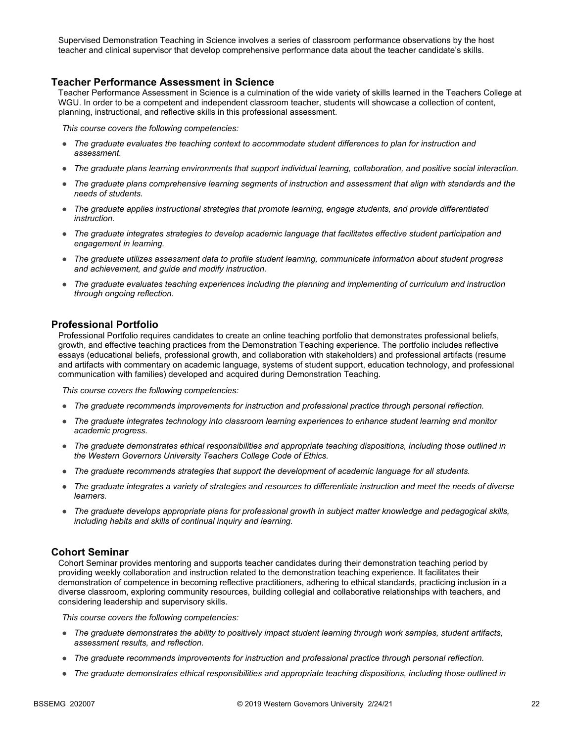Supervised Demonstration Teaching in Science involves a series of classroom performance observations by the host teacher and clinical supervisor that develop comprehensive performance data about the teacher candidate's skills.

## Teacher Performance Assessment in Science

Teacher Performance Assessment in Science is a culmination of the wide variety of skills learned in the Teachers College at WGU. In order to be a competent and independent classroom teacher, students will showcase a collection of content, planning, instructional, and reflective skills in this professional assessment.

*This course covers the following competencies:*

- *The graduate evaluates the teaching context to accommodate student differences to plan for instruction and assessment.*
- *The graduate plans learning environments that support individual learning, collaboration, and positive social interaction.*
- *The graduate plans comprehensive learning segments of instruction and assessment that align with standards and the needs of students.*
- *The graduate applies instructional strategies that promote learning, engage students, and provide differentiated instruction.*
- *The graduate integrates strategies to develop academic language that facilitates effective student participation and engagement in learning.*
- *The graduate utilizes assessment data to profile student learning, communicate information about student progress and achievement, and guide and modify instruction.*
- *The graduate evaluates teaching experiences including the planning and implementing of curriculum and instruction through ongoing reflection.*

## Professional Portfolio

Professional Portfolio requires candidates to create an online teaching portfolio that demonstrates professional beliefs, growth, and effective teaching practices from the Demonstration Teaching experience. The portfolio includes reflective essays (educational beliefs, professional growth, and collaboration with stakeholders) and professional artifacts (resume and artifacts with commentary on academic language, systems of student support, education technology, and professional communication with families) developed and acquired during Demonstration Teaching.

*This course covers the following competencies:*

- *The graduate recommends improvements for instruction and professional practice through personal reflection.*
- *The graduate integrates technology into classroom learning experiences to enhance student learning and monitor academic progress.*
- *The graduate demonstrates ethical responsibilities and appropriate teaching dispositions, including those outlined in the Western Governors University Teachers College Code of Ethics.*
- *The graduate recommends strategies that support the development of academic language for all students.*
- *The graduate integrates a variety of strategies and resources to differentiate instruction and meet the needs of diverse learners.*
- *The graduate develops appropriate plans for professional growth in subject matter knowledge and pedagogical skills, including habits and skills of continual inquiry and learning.*

## Cohort Seminar

Cohort Seminar provides mentoring and supports teacher candidates during their demonstration teaching period by providing weekly collaboration and instruction related to the demonstration teaching experience. It facilitates their demonstration of competence in becoming reflective practitioners, adhering to ethical standards, practicing inclusion in a diverse classroom, exploring community resources, building collegial and collaborative relationships with teachers, and considering leadership and supervisory skills.

*This course covers the following competencies:*

- *The graduate demonstrates the ability to positively impact student learning through work samples, student artifacts, assessment results, and reflection.*
- *The graduate recommends improvements for instruction and professional practice through personal reflection.*
- *The graduate demonstrates ethical responsibilities and appropriate teaching dispositions, including those outlined in*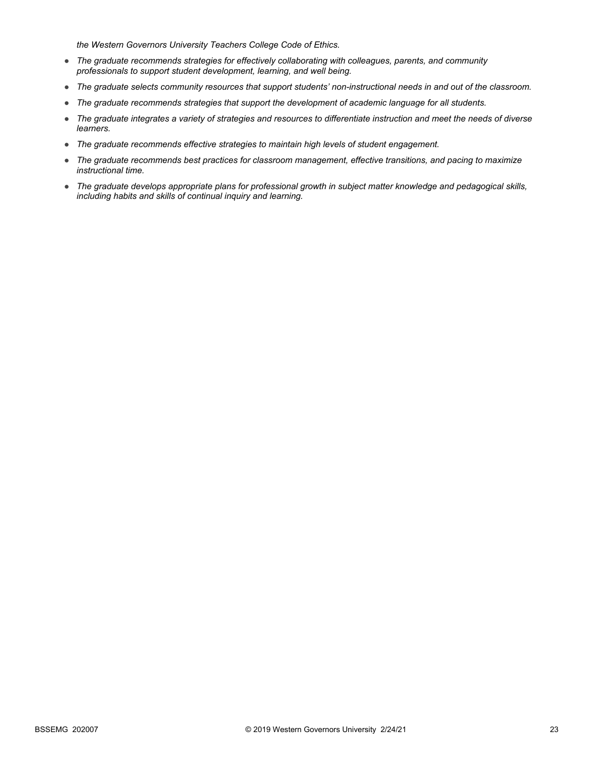*the Western Governors University Teachers College Code of Ethics.*

- *The graduate recommends strategies for effectively collaborating with colleagues, parents, and community professionals to support student development, learning, and well being.*
- *The graduate selects community resources that support students' non-instructional needs in and out of the classroom.*
- *The graduate recommends strategies that support the development of academic language for all students.*
- *The graduate integrates a variety of strategies and resources to differentiate instruction and meet the needs of diverse learners.*
- *The graduate recommends effective strategies to maintain high levels of student engagement.*
- *The graduate recommends best practices for classroom management, effective transitions, and pacing to maximize instructional time.*
- *The graduate develops appropriate plans for professional growth in subject matter knowledge and pedagogical skills, including habits and skills of continual inquiry and learning.*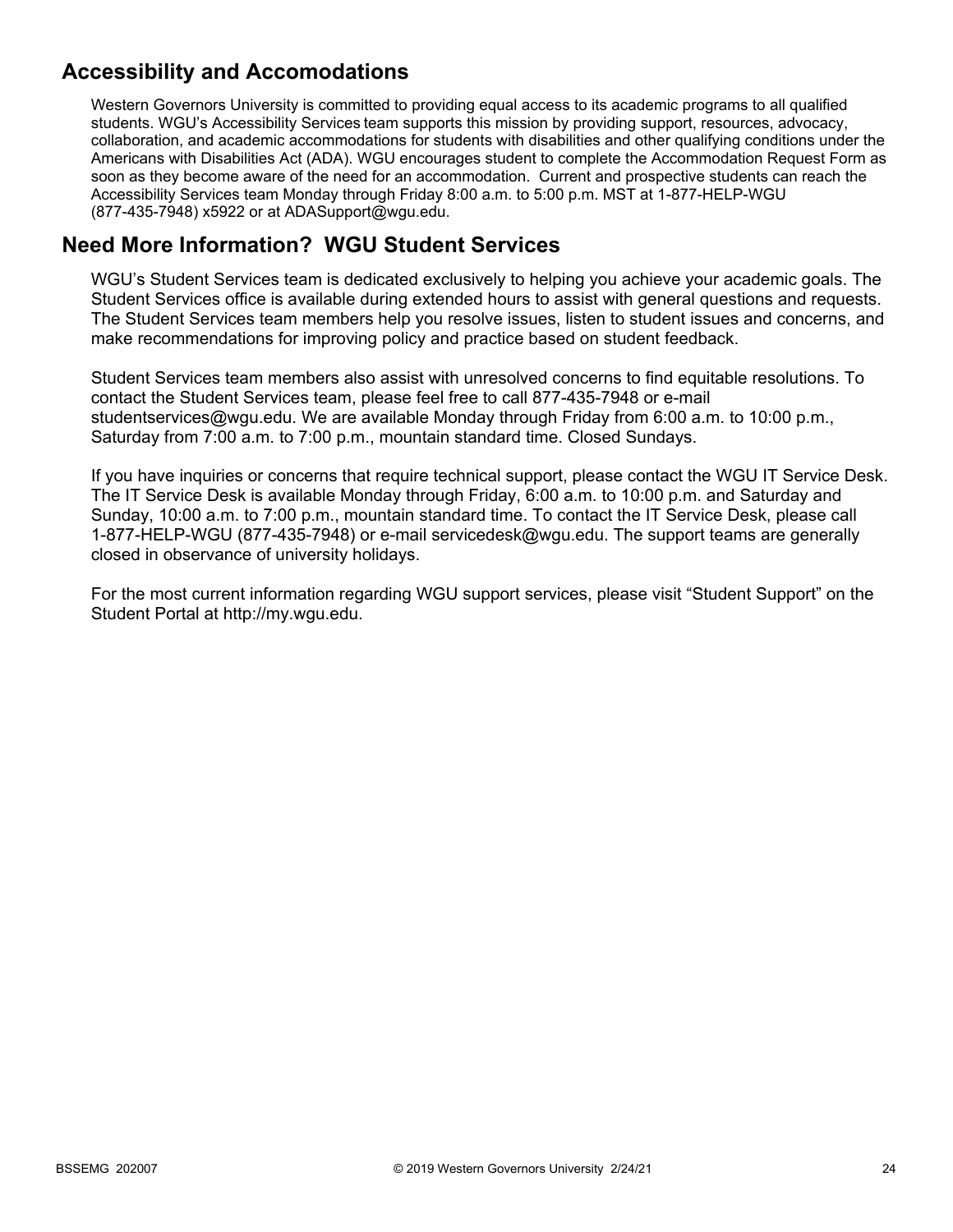## Accessibility and Accomodations

Western Governors University is committed to providing equal access to its academic programs to all qualified students. WGU's Accessibility Services team supports this mission by providing support, resources, advocacy, collaboration, and academic accommodations for students with disabilities and other qualifying conditions under the Americans with Disabilities Act (ADA). WGU encourages student to complete the Accommodation Request Form as soon as they become aware of the need for an accommodation. Current and prospective students can reach the Accessibility Services team Monday through Friday 8:00 a.m. to 5:00 p.m. MST at 1-877-HELP-WGU (877-435-7948) x5922 or at ADASupport@wgu.edu.

## Need More Information? WGU Student Services

WGU's Student Services team is dedicated exclusively to helping you achieve your academic goals. The Student Services office is available during extended hours to assist with general questions and requests. The Student Services team members help you resolve issues, listen to student issues and concerns, and make recommendations for improving policy and practice based on student feedback.

Student Services team members also assist with unresolved concerns to find equitable resolutions. To contact the Student Services team, please feel free to call 877-435-7948 or e-mail studentservices@wgu.edu. We are available Monday through Friday from 6:00 a.m. to 10:00 p.m., Saturday from 7:00 a.m. to 7:00 p.m., mountain standard time. Closed Sundays.

If you have inquiries or concerns that require technical support, please contact the WGU IT Service Desk. The IT Service Desk is available Monday through Friday, 6:00 a.m. to 10:00 p.m. and Saturday and Sunday, 10:00 a.m. to 7:00 p.m., mountain standard time. To contact the IT Service Desk, please call 1-877-HELP-WGU (877-435-7948) or e-mail servicedesk@wgu.edu. The support teams are generally closed in observance of university holidays.

For the most current information regarding WGU support services, please visit "Student Support" on the Student Portal at http://my.wgu.edu.